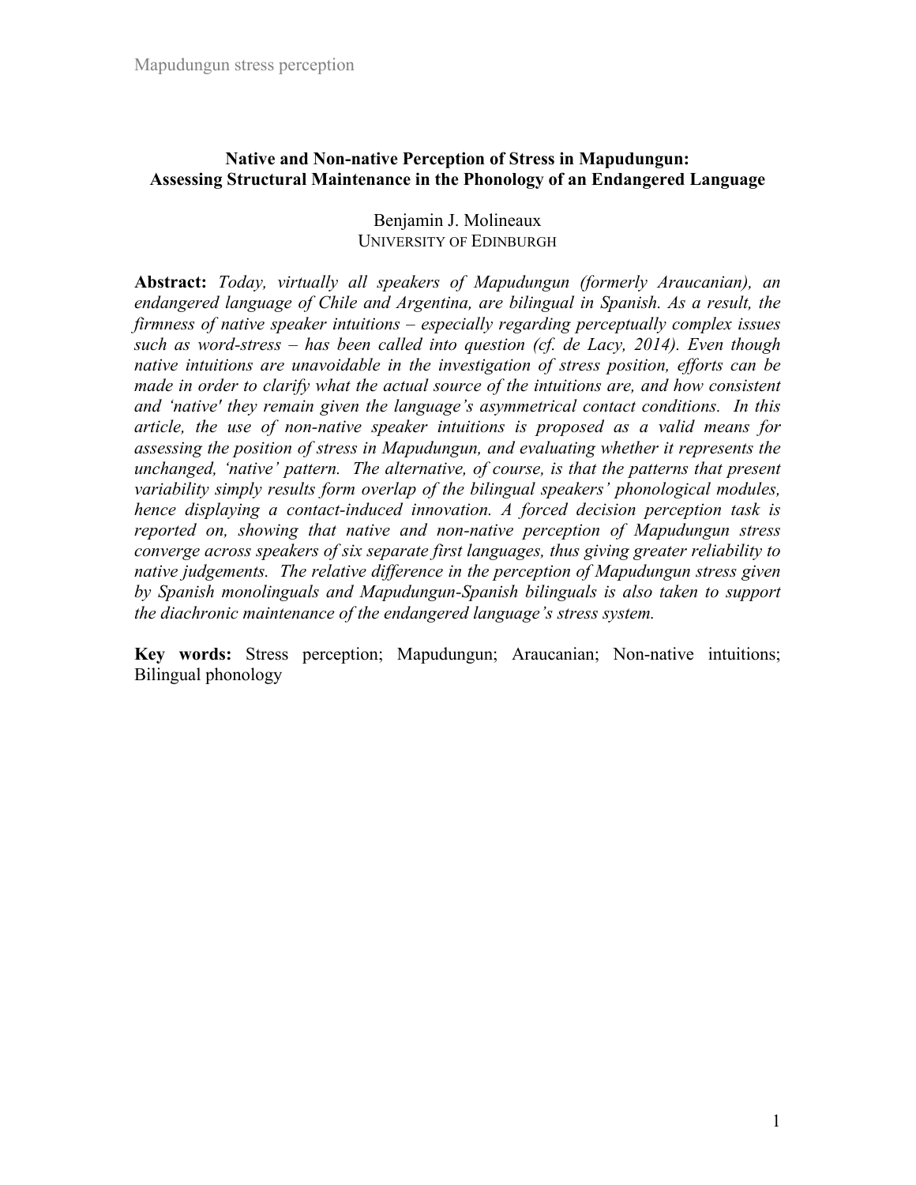# Native and Non-native Perception of Stress in Mapudungun: Assessing Structural Maintenance in the Phonology of an Endangered Language

Benjamin J. Molineaux
UNIVERSITY OF EDINBURGH

**Abstract:** *Today, virtually all speakers of Mapudungun (formerly Araucanian), an endangered language of Chile and Argentina, are bilingual in Spanish. As a result, the firmness of native speaker intuitions – especially regarding perceptually complex issues such as word-stress – has been called into question (cf. de Lacy, 2014). Even though native intuitions are unavoidable in the investigation of stress position, efforts can be made in order to clarify what the actual source of the intuitions are, and how consistent and 'native' they remain given the language's asymmetrical contact conditions. In this article, the use of non-native speaker intuitions is proposed as a valid means for assessing the position of stress in Mapudungun, and evaluating whether it represents the unchanged, 'native' pattern. The alternative, of course, is that the patterns that present variability simply results form overlap of the bilingual speakers' phonological modules, hence displaying a contact-induced innovation. A forced decision perception task is reported on, showing that native and non-native perception of Mapudungun stress converge across speakers of six separate first languages, thus giving greater reliability to native judgements. The relative difference in the perception of Mapudungun stress given by Spanish monolinguals and Mapudungun-Spanish bilinguals is also taken to support the diachronic maintenance of the endangered language's stress system.*

**Key words:** Stress perception; Mapudungun; Araucanian; Non-native intuitions; Bilingual phonology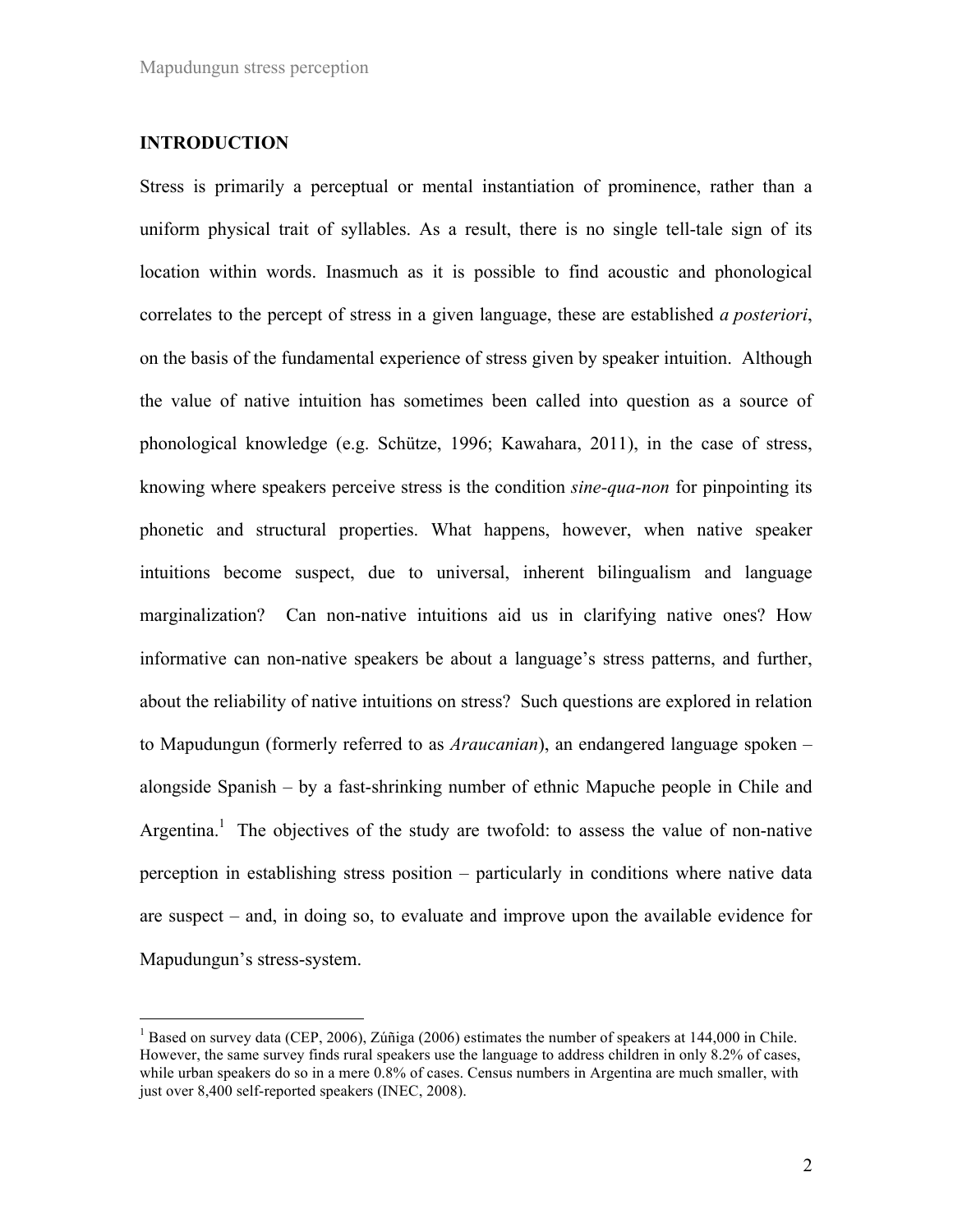## INTRODUCTION

Stress is primarily a perceptual or mental instantiation of prominence, rather than a uniform physical trait of syllables. As a result, there is no single tell-tale sign of its location within words. Inasmuch as it is possible to find acoustic and phonological correlates to the percept of stress in a given language, these are established *a posteriori*, on the basis of the fundamental experience of stress given by speaker intuition. Although the value of native intuition has sometimes been called into question as a source of phonological knowledge (e.g. Schütze, 1996; Kawahara, 2011), in the case of stress, knowing where speakers perceive stress is the condition *sine-qua-non* for pinpointing its phonetic and structural properties. What happens, however, when native speaker intuitions become suspect, due to universal, inherent bilingualism and language marginalization? Can non-native intuitions aid us in clarifying native ones? How informative can non-native speakers be about a language's stress patterns, and further, about the reliability of native intuitions on stress? Such questions are explored in relation to Mapudungun (formerly referred to as *Araucanian*), an endangered language spoken – alongside Spanish – by a fast-shrinking number of ethnic Mapuche people in Chile and Argentina.[1] The objectives of the study are twofold: to assess the value of non-native perception in establishing stress position – particularly in conditions where native data are suspect – and, in doing so, to evaluate and improve upon the available evidence for Mapudungun's stress-system.

[1] Based on survey data (CEP, 2006), Zúñiga (2006) estimates the number of speakers at 144,000 in Chile. However, the same survey finds rural speakers use the language to address children in only 8.2% of cases, while urban speakers do so in a mere 0.8% of cases. Census numbers in Argentina are much smaller, with just over 8,400 self-reported speakers (INEC, 2008).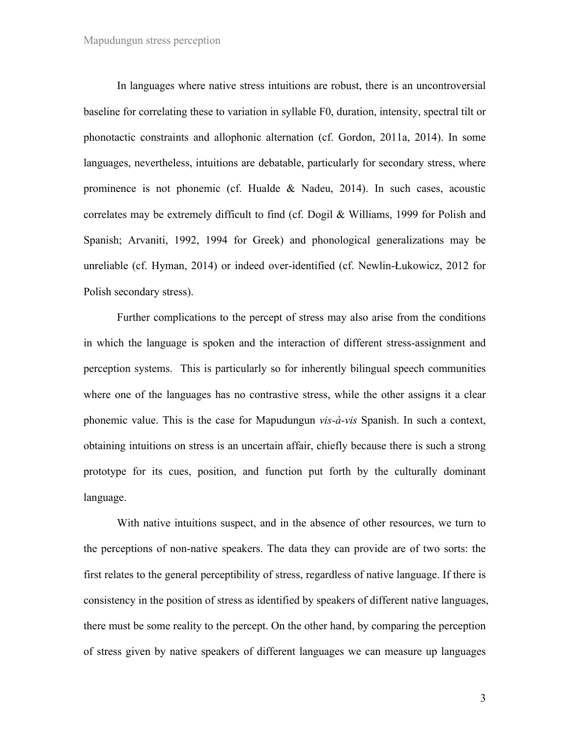In languages where native stress intuitions are robust, there is an uncontroversial baseline for correlating these to variation in syllable F0, duration, intensity, spectral tilt or phonotactic constraints and allophonic alternation (cf. Gordon, 2011a, 2014). In some languages, nevertheless, intuitions are debatable, particularly for secondary stress, where prominence is not phonemic (cf. Hualde & Nadeu, 2014). In such cases, acoustic correlates may be extremely difficult to find (cf. Dogil & Williams, 1999 for Polish and Spanish; Arvaniti, 1992, 1994 for Greek) and phonological generalizations may be unreliable (cf. Hyman, 2014) or indeed over-identified (cf. Newlin-Łukowicz, 2012 for Polish secondary stress).

Further complications to the percept of stress may also arise from the conditions in which the language is spoken and the interaction of different stress-assignment and perception systems. This is particularly so for inherently bilingual speech communities where one of the languages has no contrastive stress, while the other assigns it a clear phonemic value. This is the case for Mapudungun *vis-à-vis* Spanish. In such a context, obtaining intuitions on stress is an uncertain affair, chiefly because there is such a strong prototype for its cues, position, and function put forth by the culturally dominant language.

With native intuitions suspect, and in the absence of other resources, we turn to the perceptions of non-native speakers. The data they can provide are of two sorts: the first relates to the general perceptibility of stress, regardless of native language. If there is consistency in the position of stress as identified by speakers of different native languages, there must be some reality to the percept. On the other hand, by comparing the perception of stress given by native speakers of different languages we can measure up languages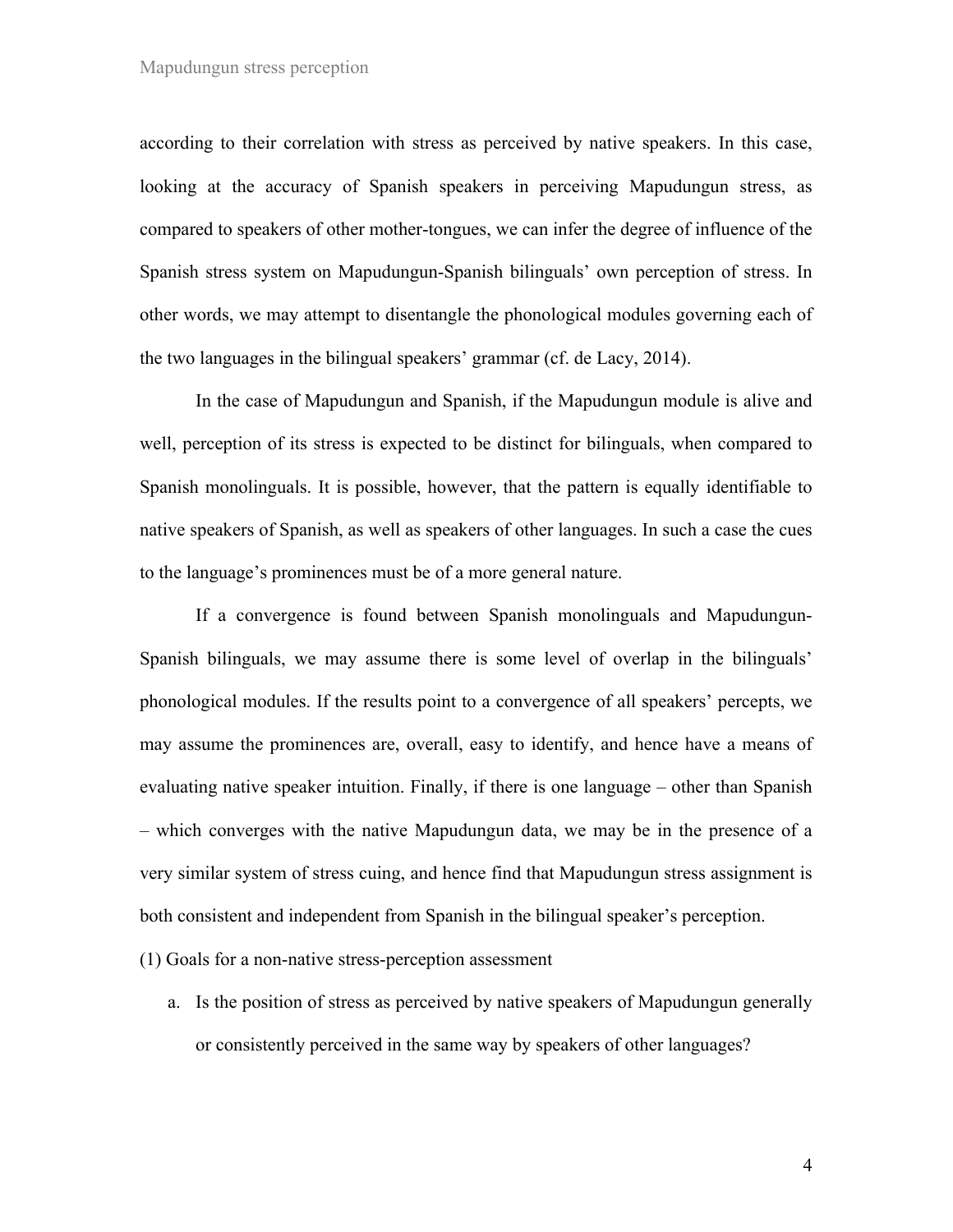according to their correlation with stress as perceived by native speakers. In this case, looking at the accuracy of Spanish speakers in perceiving Mapudungun stress, as compared to speakers of other mother-tongues, we can infer the degree of influence of the Spanish stress system on Mapudungun-Spanish bilinguals' own perception of stress. In other words, we may attempt to disentangle the phonological modules governing each of the two languages in the bilingual speakers' grammar (cf. de Lacy, 2014).

In the case of Mapudungun and Spanish, if the Mapudungun module is alive and well, perception of its stress is expected to be distinct for bilinguals, when compared to Spanish monolinguals. It is possible, however, that the pattern is equally identifiable to native speakers of Spanish, as well as speakers of other languages. In such a case the cues to the language's prominences must be of a more general nature.

If a convergence is found between Spanish monolinguals and Mapudungun-Spanish bilinguals, we may assume there is some level of overlap in the bilinguals' phonological modules. If the results point to a convergence of all speakers' percepts, we may assume the prominences are, overall, easy to identify, and hence have a means of evaluating native speaker intuition. Finally, if there is one language – other than Spanish – which converges with the native Mapudungun data, we may be in the presence of a very similar system of stress cuing, and hence find that Mapudungun stress assignment is both consistent and independent from Spanish in the bilingual speaker's perception.

(1) Goals for a non-native stress-perception assessment

a. Is the position of stress as perceived by native speakers of Mapudungun generally or consistently perceived in the same way by speakers of other languages?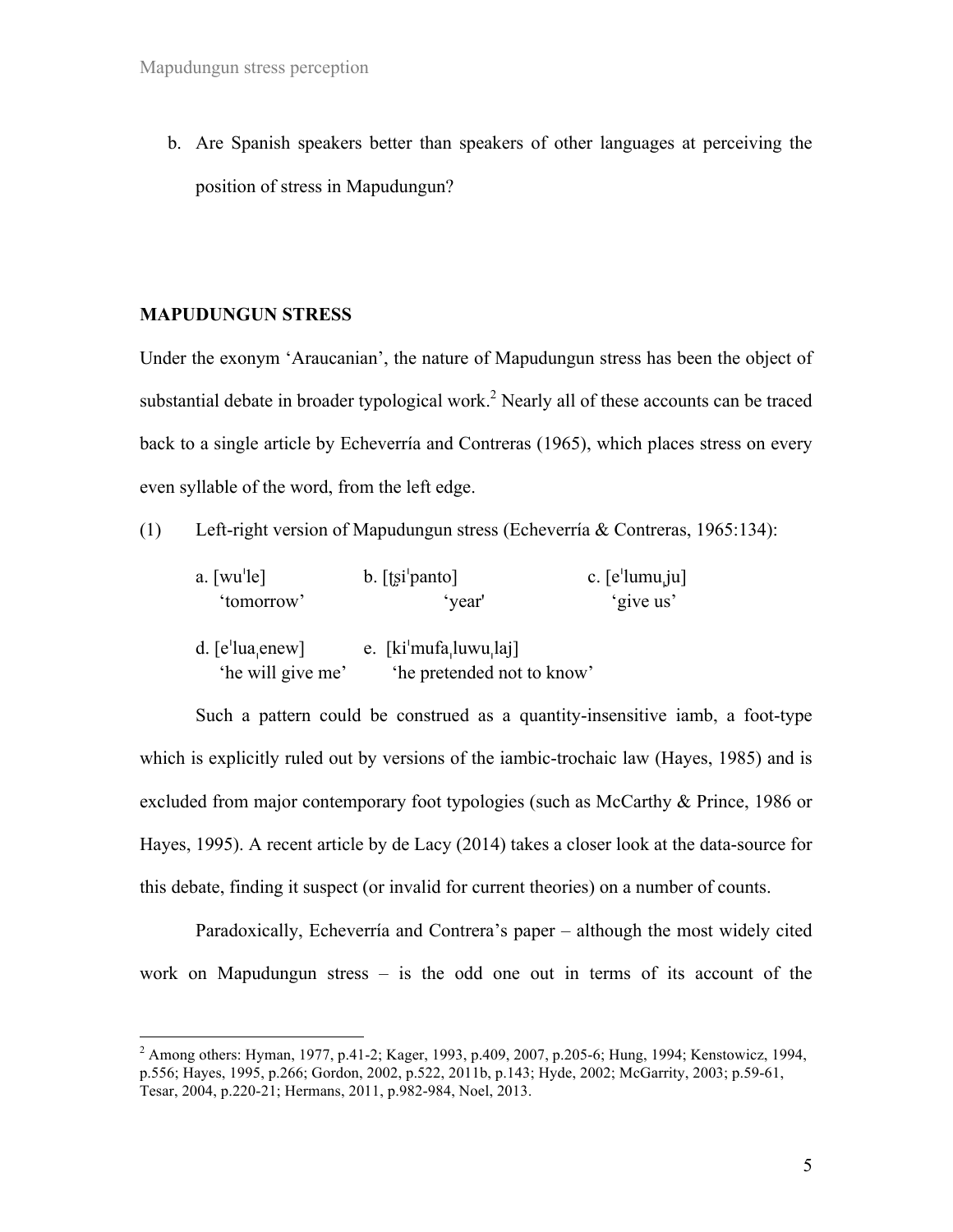b. Are Spanish speakers better than speakers of other languages at perceiving the position of stress in Mapudungun?

## MAPUDUNGUN STRESS

Under the exonym 'Araucanian', the nature of Mapudungun stress has been the object of substantial debate in broader typological work.[2] Nearly all of these accounts can be traced back to a single article by Echeverría and Contreras (1965), which places stress on every even syllable of the word, from the left edge.

(1) Left-right version of Mapudungun stress (Echeverría & Contreras, 1965:134):

a. [wuˈle] 'tomorrow'  b. [ʈʂiˈpanto] 'year'  c. [eˈlumuˌju] 'give us'

d. [eˈluaˌenew] 'he will give me'  e. [kiˈmufaˌluwuˌlaj] 'he pretended not to know'

Such a pattern could be construed as a quantity-insensitive iamb, a foot-type which is explicitly ruled out by versions of the iambic-trochaic law (Hayes, 1985) and is excluded from major contemporary foot typologies (such as McCarthy & Prince, 1986 or Hayes, 1995). A recent article by de Lacy (2014) takes a closer look at the data-source for this debate, finding it suspect (or invalid for current theories) on a number of counts.

Paradoxically, Echeverría and Contrera's paper – although the most widely cited work on Mapudungun stress – is the odd one out in terms of its account of the

---

[2] Among others: Hyman, 1977, p.41-2; Kager, 1993, p.409, 2007, p.205-6; Hung, 1994; Kenstowicz, 1994, p.556; Hayes, 1995, p.266; Gordon, 2002, p.522, 2011b, p.143; Hyde, 2002; McGarrity, 2003; p.59-61, Tesar, 2004, p.220-21; Hermans, 2011, p.982-984, Noel, 2013.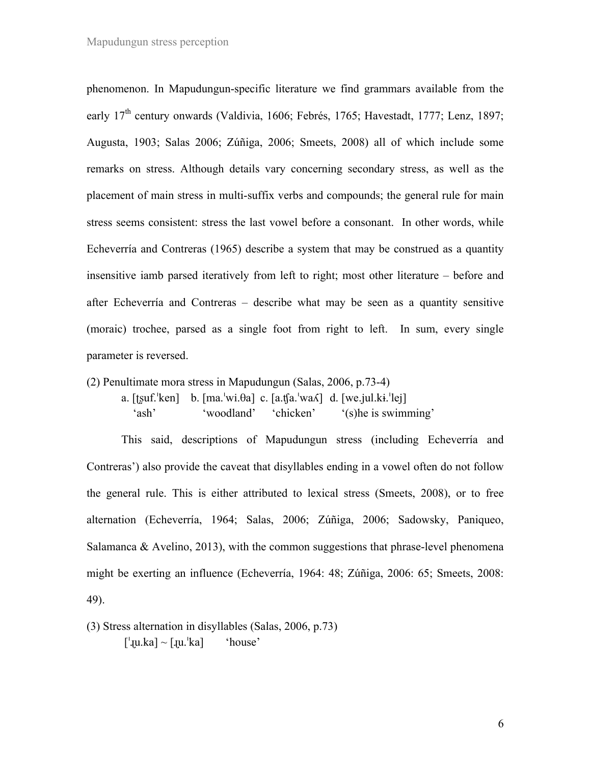phenomenon. In Mapudungun-specific literature we find grammars available from the early 17th century onwards (Valdivia, 1606; Febrés, 1765; Havestadt, 1777; Lenz, 1897; Augusta, 1903; Salas 2006; Zúñiga, 2006; Smeets, 2008) all of which include some remarks on stress. Although details vary concerning secondary stress, as well as the placement of main stress in multi-suffix verbs and compounds; the general rule for main stress seems consistent: stress the last vowel before a consonant. In other words, while Echeverría and Contreras (1965) describe a system that may be construed as a quantity insensitive iamb parsed iteratively from left to right; most other literature – before and after Echeverría and Contreras – describe what may be seen as a quantity sensitive (moraic) trochee, parsed as a single foot from right to left. In sum, every single parameter is reversed.

(2) Penultimate mora stress in Mapudungun (Salas, 2006, p.73-4)

a. [t̪suf.ˈken] 'ash'    b. [ma.ˈwi.θa] 'woodland'    c. [a.tʃa.ˈwaʎ] 'chicken'    d. [we.jul.kɨ.ˈlej] '(s)he is swimming'

This said, descriptions of Mapudungun stress (including Echeverría and Contreras') also provide the caveat that disyllables ending in a vowel often do not follow the general rule. This is either attributed to lexical stress (Smeets, 2008), or to free alternation (Echeverría, 1964; Salas, 2006; Zúñiga, 2006; Sadowsky, Paniqueo, Salamanca & Avelino, 2013), with the common suggestions that phrase-level phenomena might be exerting an influence (Echeverría, 1964: 48; Zúñiga, 2006: 65; Smeets, 2008: 49).

(3) Stress alternation in disyllables (Salas, 2006, p.73)

[ˈɻ̝u.ka] ~ [ɻ̝u.ˈka]    'house'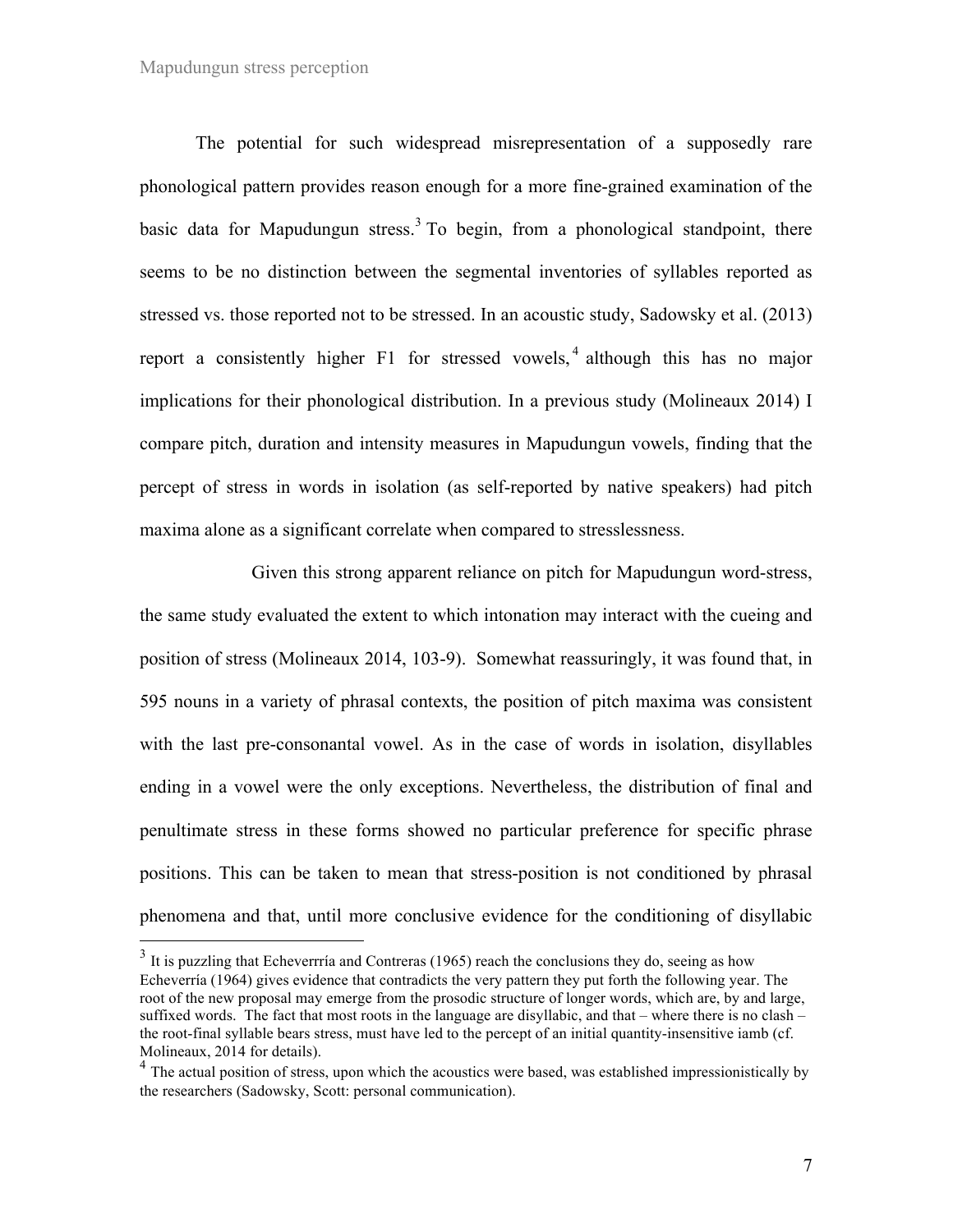The potential for such widespread misrepresentation of a supposedly rare phonological pattern provides reason enough for a more fine-grained examination of the basic data for Mapudungun stress.[3] To begin, from a phonological standpoint, there seems to be no distinction between the segmental inventories of syllables reported as stressed vs. those reported not to be stressed. In an acoustic study, Sadowsky et al. (2013) report a consistently higher F1 for stressed vowels,[4] although this has no major implications for their phonological distribution. In a previous study (Molineaux 2014) I compare pitch, duration and intensity measures in Mapudungun vowels, finding that the percept of stress in words in isolation (as self-reported by native speakers) had pitch maxima alone as a significant correlate when compared to stresslessness.

Given this strong apparent reliance on pitch for Mapudungun word-stress, the same study evaluated the extent to which intonation may interact with the cueing and position of stress (Molineaux 2014, 103-9). Somewhat reassuringly, it was found that, in 595 nouns in a variety of phrasal contexts, the position of pitch maxima was consistent with the last pre-consonantal vowel. As in the case of words in isolation, disyllables ending in a vowel were the only exceptions. Nevertheless, the distribution of final and penultimate stress in these forms showed no particular preference for specific phrase positions. This can be taken to mean that stress-position is not conditioned by phrasal phenomena and that, until more conclusive evidence for the conditioning of disyllabic

---

[3] It is puzzling that Echeverrría and Contreras (1965) reach the conclusions they do, seeing as how Echeverría (1964) gives evidence that contradicts the very pattern they put forth the following year. The root of the new proposal may emerge from the prosodic structure of longer words, which are, by and large, suffixed words. The fact that most roots in the language are disyllabic, and that – where there is no clash – the root-final syllable bears stress, must have led to the percept of an initial quantity-insensitive iamb (cf. Molineaux, 2014 for details).

[4] The actual position of stress, upon which the acoustics were based, was established impressionistically by the researchers (Sadowsky, Scott: personal communication).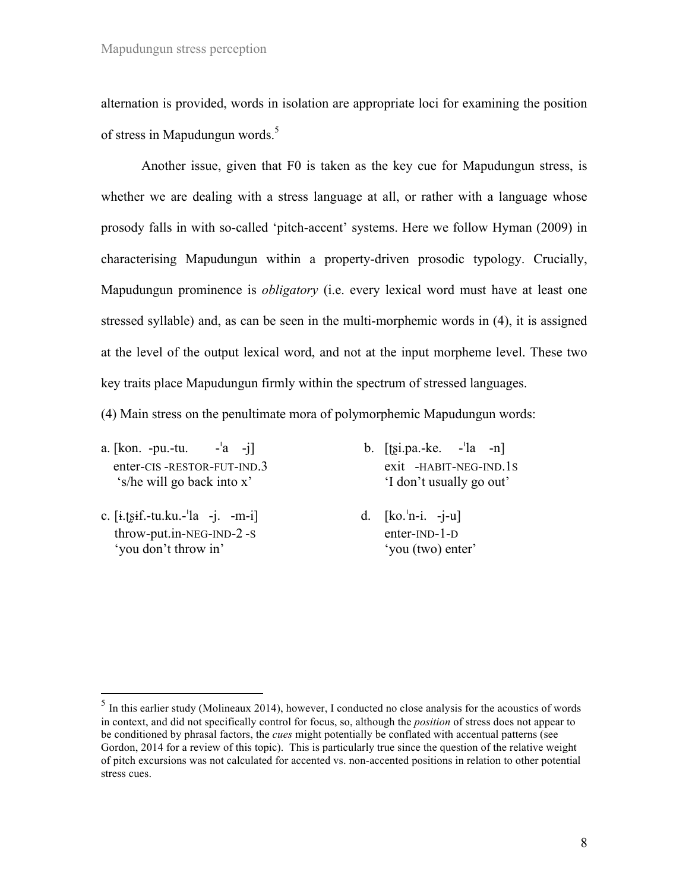alternation is provided, words in isolation are appropriate loci for examining the position of stress in Mapudungun words.[5]

Another issue, given that F0 is taken as the key cue for Mapudungun stress, is whether we are dealing with a stress language at all, or rather with a language whose prosody falls in with so-called 'pitch-accent' systems. Here we follow Hyman (2009) in characterising Mapudungun within a property-driven prosodic typology. Crucially, Mapudungun prominence is *obligatory* (i.e. every lexical word must have at least one stressed syllable) and, as can be seen in the multi-morphemic words in (4), it is assigned at the level of the output lexical word, and not at the input morpheme level. These two key traits place Mapudungun firmly within the spectrum of stressed languages.

(4) Main stress on the penultimate mora of polymorphemic Mapudungun words:

a. [kon. -pu.-tu. -ˈa -j]
   enter-CIS -RESTOR-FUT-IND.3
   's/he will go back into x'

b. [ʈʂi.pa.-ke. -ˈla -n]
   exit -HABIT-NEG-IND.1S
   'I don't usually go out'

c. [ɨ.ʈʂɨf.-tu.ku.-ˈla -j. -m-i]
   throw-put.in-NEG-IND-2 -S
   'you don't throw in'

d. [ko.ˈn-i. -j-u]
   enter-IND-1-D
   'you (two) enter'

---

[5] In this earlier study (Molineaux 2014), however, I conducted no close analysis for the acoustics of words in context, and did not specifically control for focus, so, although the *position* of stress does not appear to be conditioned by phrasal factors, the *cues* might potentially be conflated with accentual patterns (see Gordon, 2014 for a review of this topic). This is particularly true since the question of the relative weight of pitch excursions was not calculated for accented vs. non-accented positions in relation to other potential stress cues.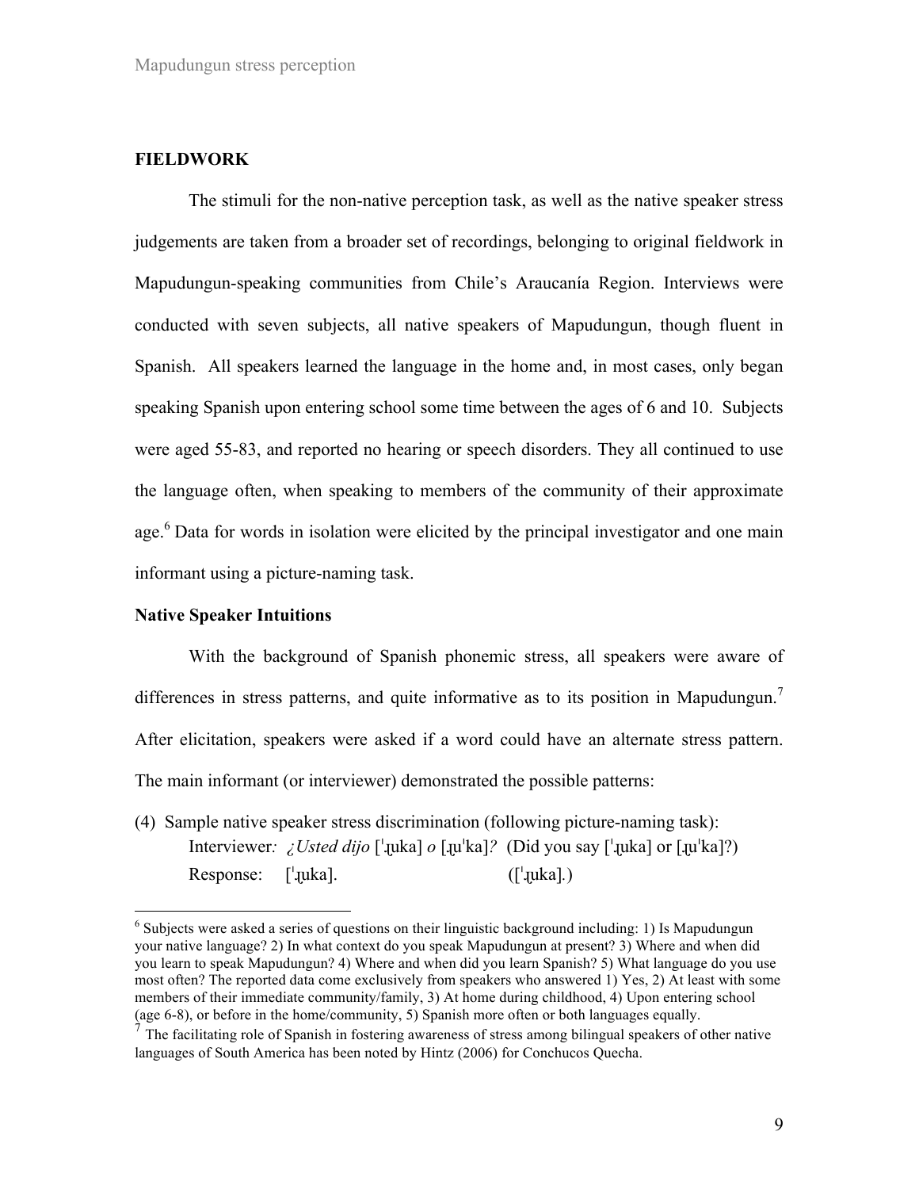## FIELDWORK

The stimuli for the non-native perception task, as well as the native speaker stress judgements are taken from a broader set of recordings, belonging to original fieldwork in Mapudungun-speaking communities from Chile's Araucanía Region. Interviews were conducted with seven subjects, all native speakers of Mapudungun, though fluent in Spanish. All speakers learned the language in the home and, in most cases, only began speaking Spanish upon entering school some time between the ages of 6 and 10. Subjects were aged 55-83, and reported no hearing or speech disorders. They all continued to use the language often, when speaking to members of the community of their approximate age.[6] Data for words in isolation were elicited by the principal investigator and one main informant using a picture-naming task.

### Native Speaker Intuitions

With the background of Spanish phonemic stress, all speakers were aware of differences in stress patterns, and quite informative as to its position in Mapudungun.[7] After elicitation, speakers were asked if a word could have an alternate stress pattern. The main informant (or interviewer) demonstrated the possible patterns:

(4) Sample native speaker stress discrimination (following picture-naming task):
    Interviewer*: ¿Usted dijo* [ˈɻ̪uka] *o* [ɻ̪uˈka]*?* (Did you say [ˈɻ̪uka] or [ɻ̪uˈka]?)
    Response: [ˈɻ̪uka]. ([ˈɻ̪uka].)

---

[6] Subjects were asked a series of questions on their linguistic background including: 1) Is Mapudungun your native language? 2) In what context do you speak Mapudungun at present? 3) Where and when did you learn to speak Mapudungun? 4) Where and when did you learn Spanish? 5) What language do you use most often? The reported data come exclusively from speakers who answered 1) Yes, 2) At least with some members of their immediate community/family, 3) At home during childhood, 4) Upon entering school (age 6-8), or before in the home/community, 5) Spanish more often or both languages equally.

[7] The facilitating role of Spanish in fostering awareness of stress among bilingual speakers of other native languages of South America has been noted by Hintz (2006) for Conchucos Quecha.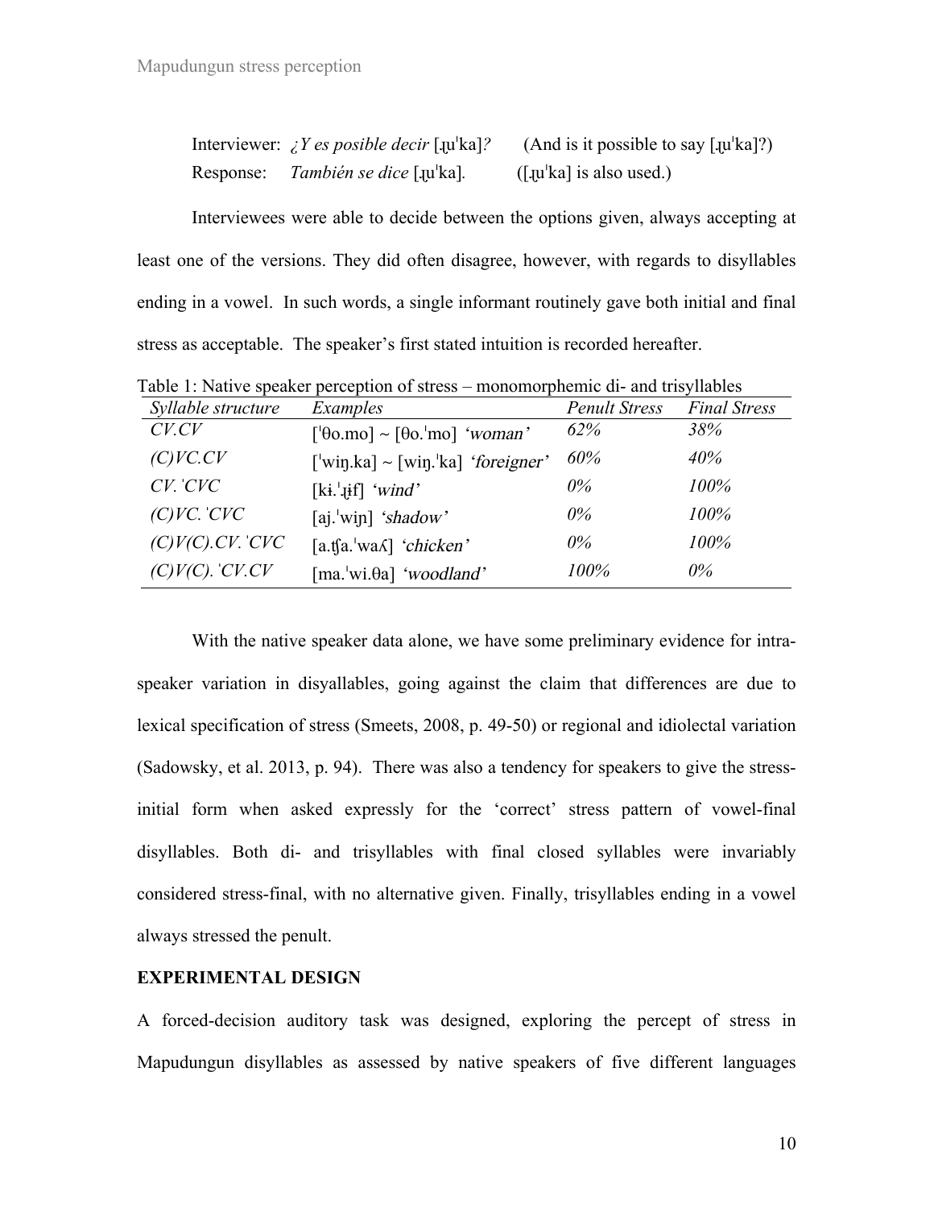Interviewer: *¿Y es posible decir* [ɻuˈka]*?* (And is it possible to say [ɻuˈka]?)
Response: *También se dice* [ɻuˈka]. ([ɻuˈka] is also used.)

Interviewees were able to decide between the options given, always accepting at least one of the versions. They did often disagree, however, with regards to disyllables ending in a vowel. In such words, a single informant routinely gave both initial and final stress as acceptable. The speaker's first stated intuition is recorded hereafter.

Table 1: Native speaker perception of stress – monomorphemic di- and trisyllables

| *Syllable structure* | *Examples* | *Penult Stress* | *Final Stress* |
|---|---|---|---|
| *CV.CV* | [ˈθo.mo] ~ [θo.ˈmo] *'woman'* | *62%* | *38%* |
| *(C)VC.CV* | [ˈwiŋ.ka] ~ [wiŋ.ˈka] *'foreigner'* | *60%* | *40%* |
| *CV.ˈCVC* | [kɨ.ˈɻɨf] *'wind'* | *0%* | *100%* |
| *(C)VC.ˈCVC* | [aj.ˈwiɲ] *'shadow'* | *0%* | *100%* |
| *(C)V(C).CV.ˈCVC* | [a.ʧa.ˈwaʎ] *'chicken'* | *0%* | *100%* |
| *(C)V(C).ˈCV.CV* | [ma.ˈwi.θa] *'woodland'* | *100%* | *0%* |

With the native speaker data alone, we have some preliminary evidence for intra-speaker variation in disyallables, going against the claim that differences are due to lexical specification of stress (Smeets, 2008, p. 49-50) or regional and idiolectal variation (Sadowsky, et al. 2013, p. 94). There was also a tendency for speakers to give the stress-initial form when asked expressly for the 'correct' stress pattern of vowel-final disyllables. Both di- and trisyllables with final closed syllables were invariably considered stress-final, with no alternative given. Finally, trisyllables ending in a vowel always stressed the penult.

**EXPERIMENTAL DESIGN**

A forced-decision auditory task was designed, exploring the percept of stress in Mapudungun disyllables as assessed by native speakers of five different languages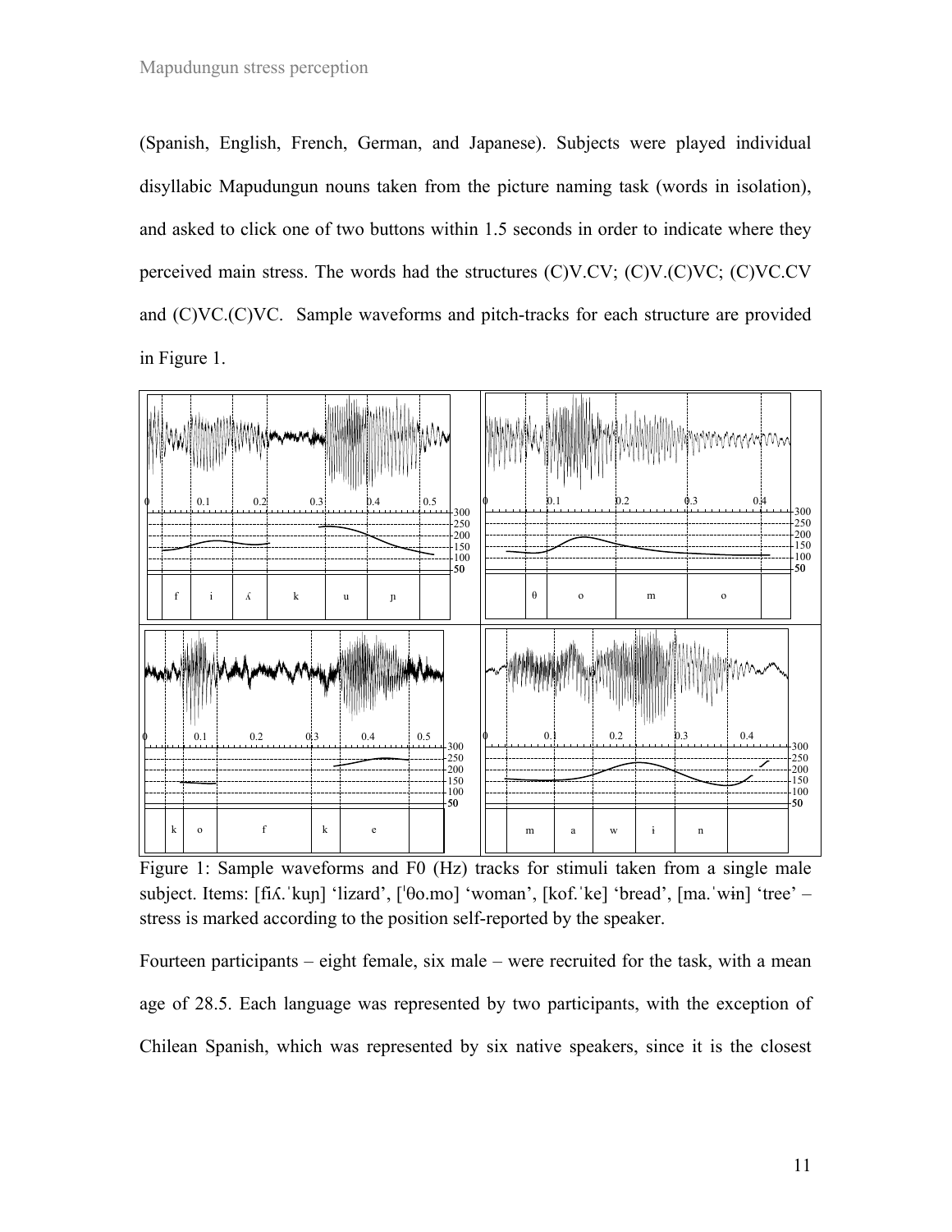(Spanish, English, French, German, and Japanese). Subjects were played individual disyllabic Mapudungun nouns taken from the picture naming task (words in isolation), and asked to click one of two buttons within 1.5 seconds in order to indicate where they perceived main stress. The words had the structures (C)V.CV; (C)V.(C)VC; (C)VC.CV and (C)VC.(C)VC.  Sample waveforms and pitch-tracks for each structure are provided in Figure 1.

Figure 1: Sample waveforms and F0 (Hz) tracks for stimuli taken from a single male subject. Items: [fiʎ.ˈkuɲ] 'lizard', [ˈθo.mo] 'woman', [kof.ˈke] 'bread', [ma.ˈwɨn] 'tree' – stress is marked according to the position self-reported by the speaker.

Fourteen participants – eight female, six male – were recruited for the task, with a mean age of 28.5. Each language was represented by two participants, with the exception of Chilean Spanish, which was represented by six native speakers, since it is the closest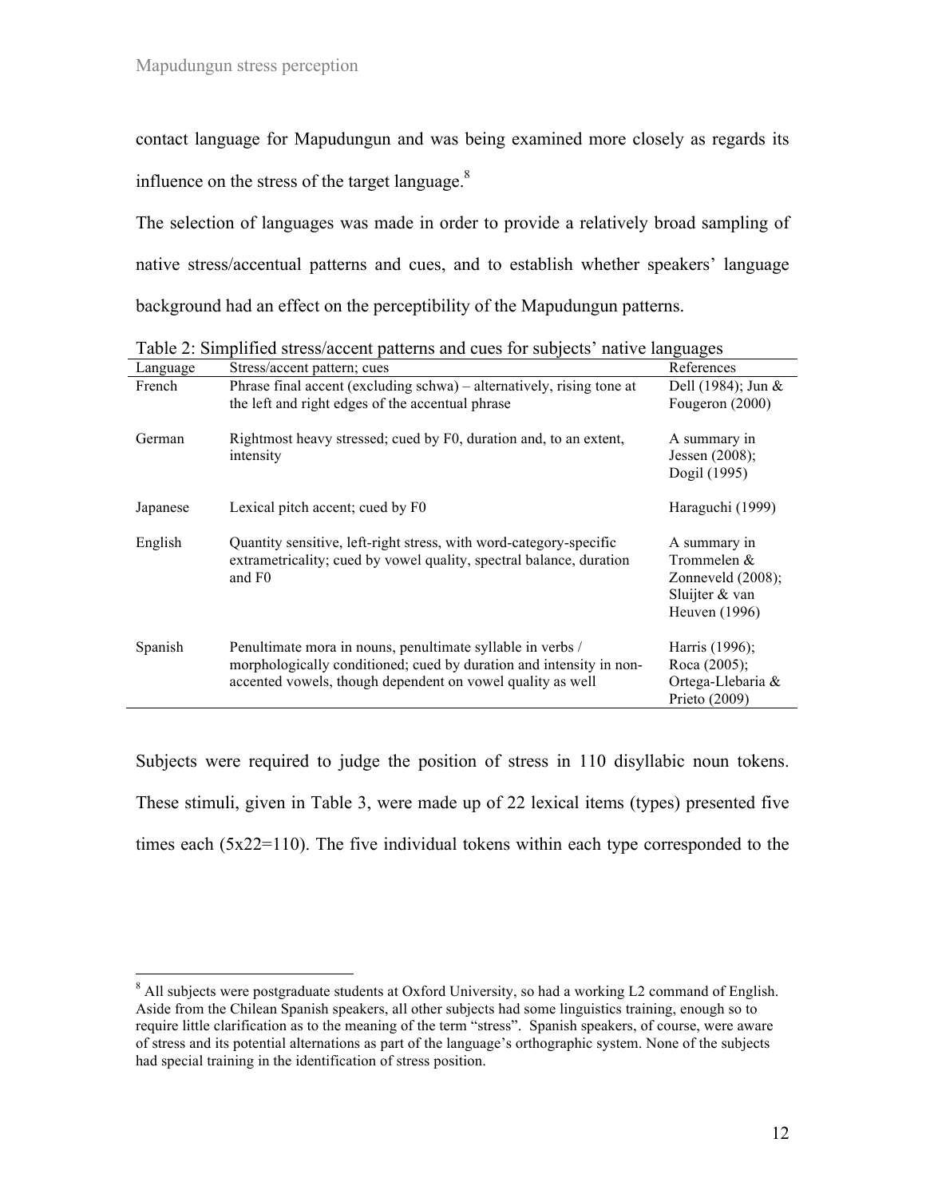contact language for Mapudungun and was being examined more closely as regards its influence on the stress of the target language.[8]

The selection of languages was made in order to provide a relatively broad sampling of native stress/accentual patterns and cues, and to establish whether speakers' language background had an effect on the perceptibility of the Mapudungun patterns.

Table 2: Simplified stress/accent patterns and cues for subjects' native languages

| Language | Stress/accent pattern; cues | References |
|---|---|---|
| French | Phrase final accent (excluding schwa) – alternatively, rising tone at the left and right edges of the accentual phrase | Dell (1984); Jun & Fougeron (2000) |
| German | Rightmost heavy stressed; cued by F0, duration and, to an extent, intensity | A summary in Jessen (2008); Dogil (1995) |
| Japanese | Lexical pitch accent; cued by F0 | Haraguchi (1999) |
| English | Quantity sensitive, left-right stress, with word-category-specific extrametricality; cued by vowel quality, spectral balance, duration and F0 | A summary in Trommelen & Zonneveld (2008); Sluijter & van Heuven (1996) |
| Spanish | Penultimate mora in nouns, penultimate syllable in verbs / morphologically conditioned; cued by duration and intensity in non-accented vowels, though dependent on vowel quality as well | Harris (1996); Roca (2005); Ortega-Llebaria & Prieto (2009) |

Subjects were required to judge the position of stress in 110 disyllabic noun tokens. These stimuli, given in Table 3, were made up of 22 lexical items (types) presented five times each (5x22=110). The five individual tokens within each type corresponded to the

[8] All subjects were postgraduate students at Oxford University, so had a working L2 command of English. Aside from the Chilean Spanish speakers, all other subjects had some linguistics training, enough so to require little clarification as to the meaning of the term "stress". Spanish speakers, of course, were aware of stress and its potential alternations as part of the language's orthographic system. None of the subjects had special training in the identification of stress position.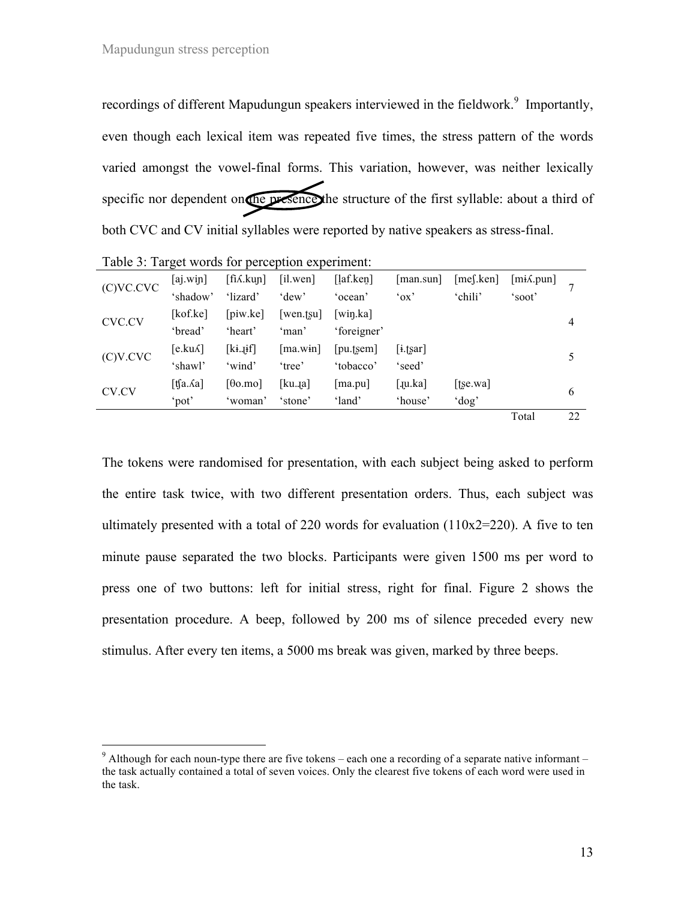recordings of different Mapudungun speakers interviewed in the fieldwork.[9] Importantly, even though each lexical item was repeated five times, the stress pattern of the words varied amongst the vowel-final forms. This variation, however, was neither lexically specific nor dependent on ~~the presence~~ the structure of the first syllable: about a third of both CVC and CV initial syllables were reported by native speakers as stress-final.

Table 3: Target words for perception experiment:

| | | | | | | | | |
|---|---|---|---|---|---|---|---|---|
| (C)VC.CVC | [aj.wiɲ̪] 'shadow' | [fiʎ.kuŋ] 'lizard' | [il.wen] 'dew' | [l̪af.ken̪] 'ocean' | [man.sun] 'ox' | [meʃ.ken] 'chili' | [mɨʎ.pun] 'soot' | 7 |
| CVC.CV | [kof.ke] 'bread' | [piw.ke] 'heart' | [wen.ʈʂu] 'man' | [wiŋ.ka] 'foreigner' | | | | 4 |
| (C)V.CVC | [e.kuʎ] 'shawl' | [kɨ.ɻɨf] 'wind' | [ma.wɨn] 'tree' | [pu.ʈʂem] 'tobacco' | [ɨ.ʈʂar] 'seed' | | | 5 |
| CV.CV | [ʧa.ʎa] 'pot' | [θo.mo] 'woman' | [ku.ɻa] 'stone' | [ma.pu] 'land' | [ɻu.ka] 'house' | [ʈʂe.wa] 'dog' | | 6 |
| | | | | | | | Total | 22 |

The tokens were randomised for presentation, with each subject being asked to perform the entire task twice, with two different presentation orders. Thus, each subject was ultimately presented with a total of 220 words for evaluation (110x2=220). A five to ten minute pause separated the two blocks. Participants were given 1500 ms per word to press one of two buttons: left for initial stress, right for final. Figure 2 shows the presentation procedure. A beep, followed by 200 ms of silence preceded every new stimulus. After every ten items, a 5000 ms break was given, marked by three beeps.

[9] Although for each noun-type there are five tokens – each one a recording of a separate native informant – the task actually contained a total of seven voices. Only the clearest five tokens of each word were used in the task.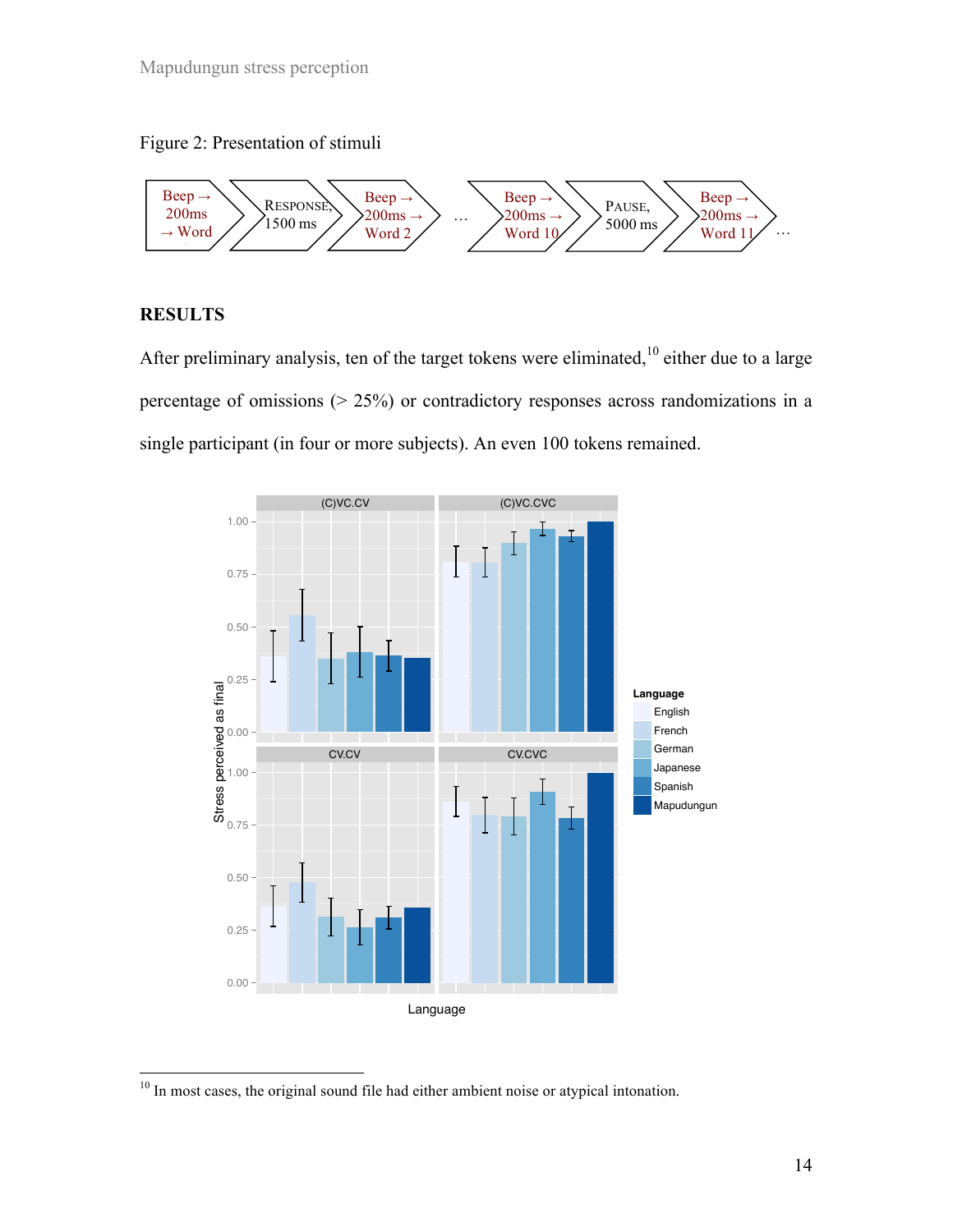Figure 2: Presentation of stimuli

Beep → 200ms → Word → RESPONSE, 1500 ms → Beep → 200ms → Word 2 … Beep → 200ms → Word 10 → PAUSE, 5000 ms → Beep → 200ms → Word 11 …

## RESULTS

After preliminary analysis, ten of the target tokens were eliminated,[10] either due to a large percentage of omissions (> 25%) or contradictory responses across randomizations in a single participant (in four or more subjects). An even 100 tokens remained.

---

[10] In most cases, the original sound file had either ambient noise or atypical intonation.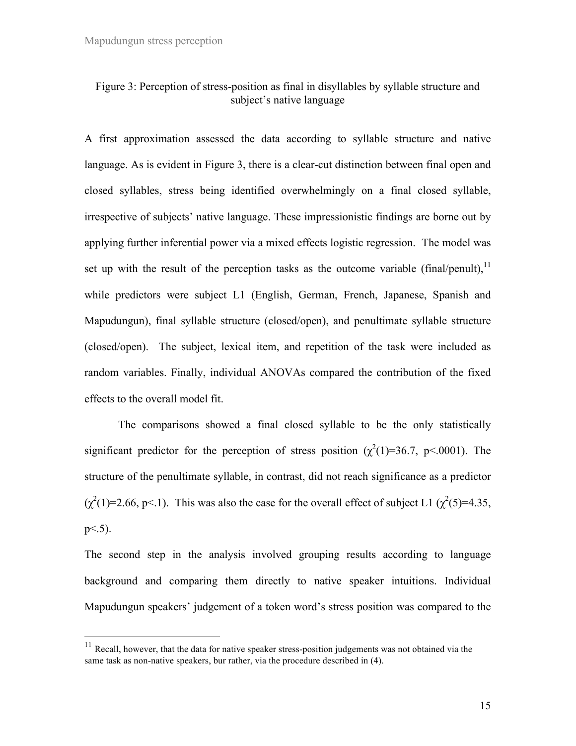Figure 3: Perception of stress-position as final in disyllables by syllable structure and subject's native language

A first approximation assessed the data according to syllable structure and native language. As is evident in Figure 3, there is a clear-cut distinction between final open and closed syllables, stress being identified overwhelmingly on a final closed syllable, irrespective of subjects' native language. These impressionistic findings are borne out by applying further inferential power via a mixed effects logistic regression. The model was set up with the result of the perception tasks as the outcome variable (final/penult),[11] while predictors were subject L1 (English, German, French, Japanese, Spanish and Mapudungun), final syllable structure (closed/open), and penultimate syllable structure (closed/open). The subject, lexical item, and repetition of the task were included as random variables. Finally, individual ANOVAs compared the contribution of the fixed effects to the overall model fit.

The comparisons showed a final closed syllable to be the only statistically significant predictor for the perception of stress position ($\chi^2(1)=36.7$, $p<.0001$). The structure of the penultimate syllable, in contrast, did not reach significance as a predictor ($\chi^2(1)=2.66$, $p<.1$). This was also the case for the overall effect of subject L1 ($\chi^2(5)=4.35$, $p<.5$).

The second step in the analysis involved grouping results according to language background and comparing them directly to native speaker intuitions. Individual Mapudungun speakers' judgement of a token word's stress position was compared to the

[11] Recall, however, that the data for native speaker stress-position judgements was not obtained via the same task as non-native speakers, bur rather, via the procedure described in (4).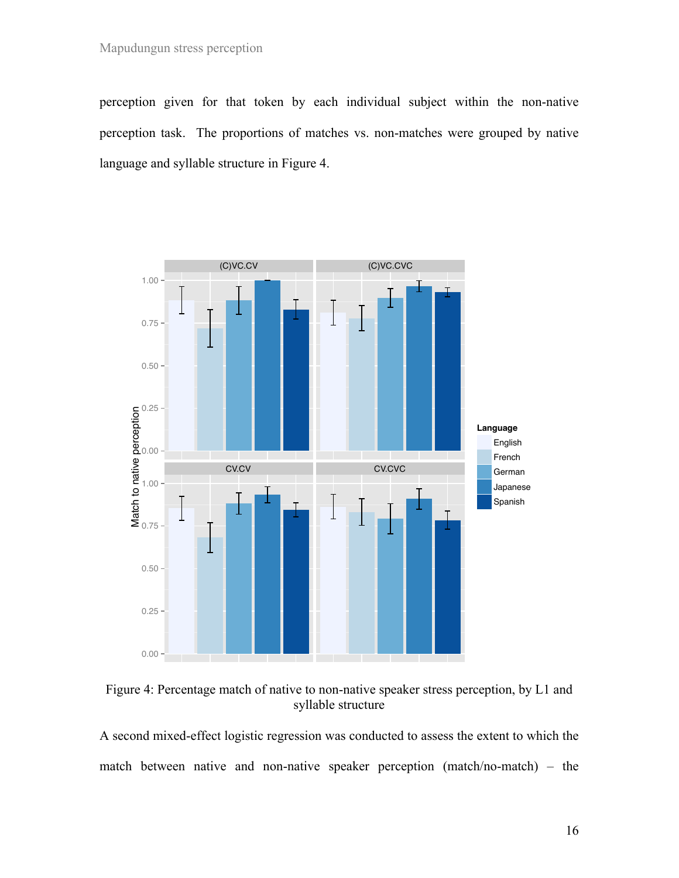perception given for that token by each individual subject within the non-native perception task. The proportions of matches vs. non-matches were grouped by native language and syllable structure in Figure 4.

Figure 4: Percentage match of native to non-native speaker stress perception, by L1 and syllable structure

A second mixed-effect logistic regression was conducted to assess the extent to which the match between native and non-native speaker perception (match/no-match) – the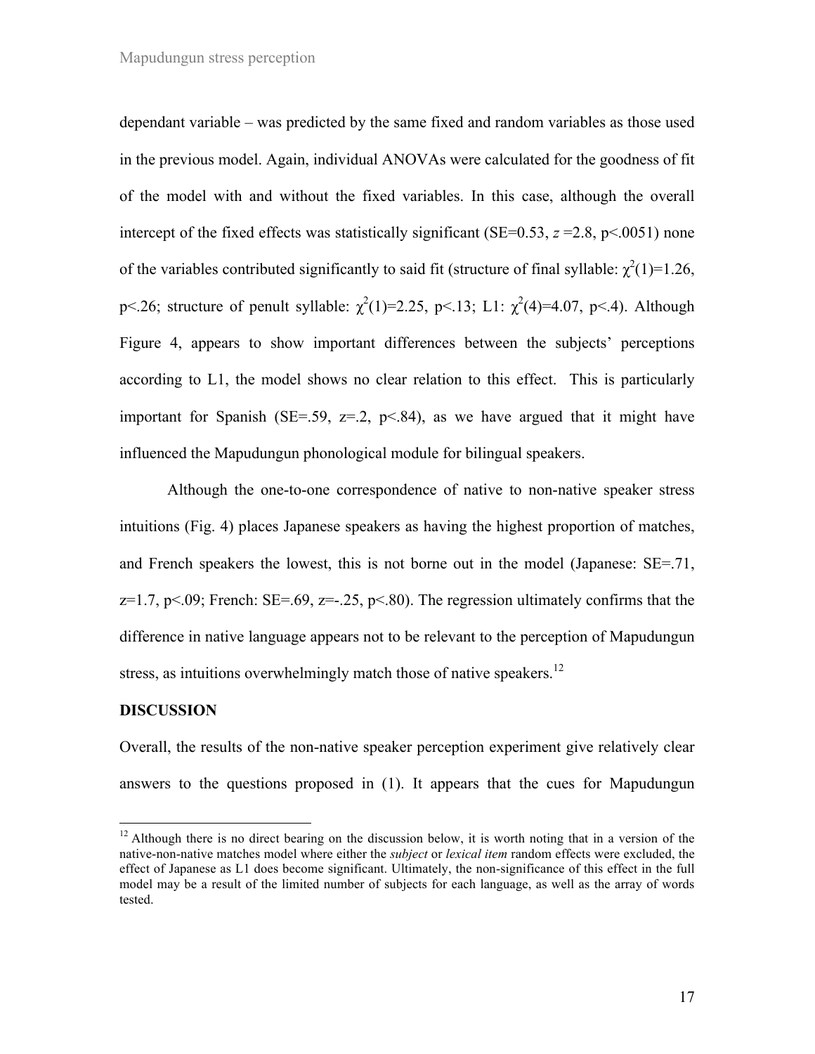dependant variable – was predicted by the same fixed and random variables as those used in the previous model. Again, individual ANOVAs were calculated for the goodness of fit of the model with and without the fixed variables. In this case, although the overall intercept of the fixed effects was statistically significant (SE=0.53, $z$ =2.8, p<.0051) none of the variables contributed significantly to said fit (structure of final syllable: $\chi^2(1)$=1.26, p<.26; structure of penult syllable: $\chi^2(1)$=2.25, p<.13; L1: $\chi^2(4)$=4.07, p<.4). Although Figure 4, appears to show important differences between the subjects' perceptions according to L1, the model shows no clear relation to this effect. This is particularly important for Spanish (SE=.59, z=.2, p<.84), as we have argued that it might have influenced the Mapudungun phonological module for bilingual speakers.

Although the one-to-one correspondence of native to non-native speaker stress intuitions (Fig. 4) places Japanese speakers as having the highest proportion of matches, and French speakers the lowest, this is not borne out in the model (Japanese: SE=.71, z=1.7, p<.09; French: SE=.69, z=-.25, p<.80). The regression ultimately confirms that the difference in native language appears not to be relevant to the perception of Mapudungun stress, as intuitions overwhelmingly match those of native speakers.[12]

**DISCUSSION**

Overall, the results of the non-native speaker perception experiment give relatively clear answers to the questions proposed in (1). It appears that the cues for Mapudungun

---

[12] Although there is no direct bearing on the discussion below, it is worth noting that in a version of the native-non-native matches model where either the *subject* or *lexical item* random effects were excluded, the effect of Japanese as L1 does become significant. Ultimately, the non-significance of this effect in the full model may be a result of the limited number of subjects for each language, as well as the array of words tested.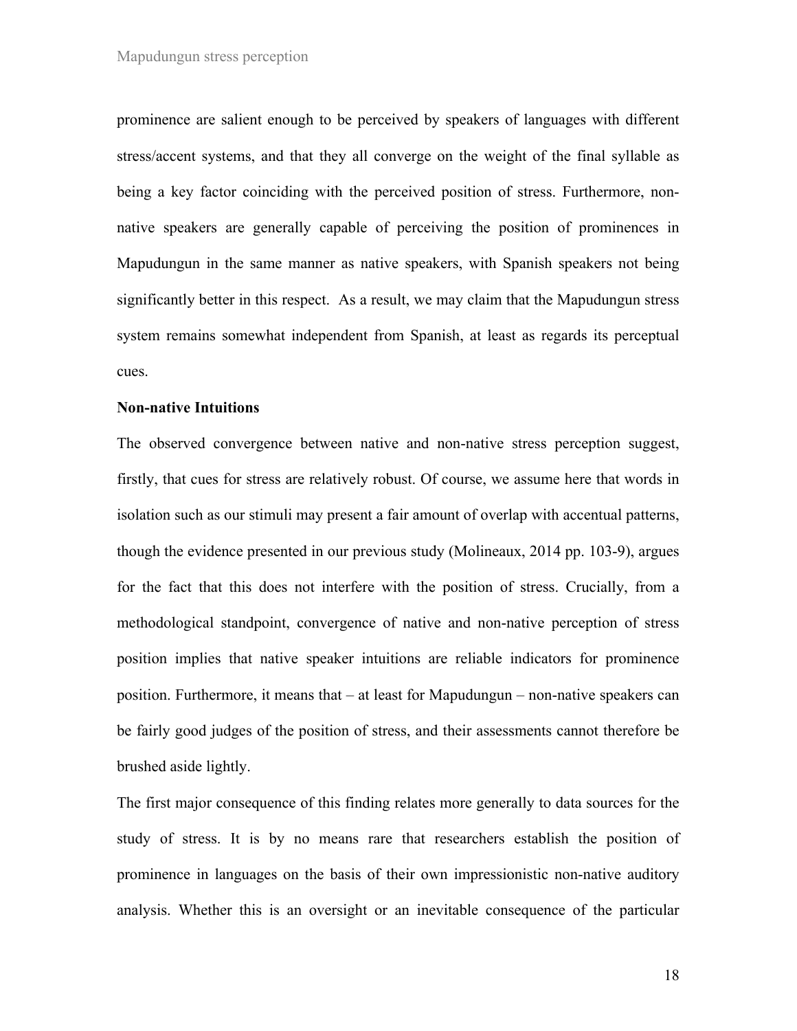prominence are salient enough to be perceived by speakers of languages with different stress/accent systems, and that they all converge on the weight of the final syllable as being a key factor coinciding with the perceived position of stress. Furthermore, non-native speakers are generally capable of perceiving the position of prominences in Mapudungun in the same manner as native speakers, with Spanish speakers not being significantly better in this respect. As a result, we may claim that the Mapudungun stress system remains somewhat independent from Spanish, at least as regards its perceptual cues.

**Non-native Intuitions**

The observed convergence between native and non-native stress perception suggest, firstly, that cues for stress are relatively robust. Of course, we assume here that words in isolation such as our stimuli may present a fair amount of overlap with accentual patterns, though the evidence presented in our previous study (Molineaux, 2014 pp. 103-9), argues for the fact that this does not interfere with the position of stress. Crucially, from a methodological standpoint, convergence of native and non-native perception of stress position implies that native speaker intuitions are reliable indicators for prominence position. Furthermore, it means that – at least for Mapudungun – non-native speakers can be fairly good judges of the position of stress, and their assessments cannot therefore be brushed aside lightly.

The first major consequence of this finding relates more generally to data sources for the study of stress. It is by no means rare that researchers establish the position of prominence in languages on the basis of their own impressionistic non-native auditory analysis. Whether this is an oversight or an inevitable consequence of the particular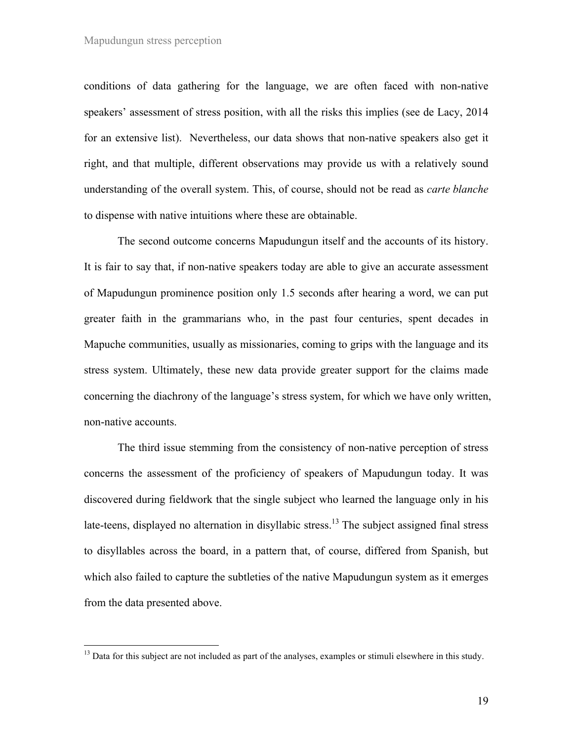conditions of data gathering for the language, we are often faced with non-native speakers' assessment of stress position, with all the risks this implies (see de Lacy, 2014 for an extensive list). Nevertheless, our data shows that non-native speakers also get it right, and that multiple, different observations may provide us with a relatively sound understanding of the overall system. This, of course, should not be read as *carte blanche* to dispense with native intuitions where these are obtainable.

The second outcome concerns Mapudungun itself and the accounts of its history. It is fair to say that, if non-native speakers today are able to give an accurate assessment of Mapudungun prominence position only 1.5 seconds after hearing a word, we can put greater faith in the grammarians who, in the past four centuries, spent decades in Mapuche communities, usually as missionaries, coming to grips with the language and its stress system. Ultimately, these new data provide greater support for the claims made concerning the diachrony of the language's stress system, for which we have only written, non-native accounts.

The third issue stemming from the consistency of non-native perception of stress concerns the assessment of the proficiency of speakers of Mapudungun today. It was discovered during fieldwork that the single subject who learned the language only in his late-teens, displayed no alternation in disyllabic stress.[13] The subject assigned final stress to disyllables across the board, in a pattern that, of course, differed from Spanish, but which also failed to capture the subtleties of the native Mapudungun system as it emerges from the data presented above.

[13] Data for this subject are not included as part of the analyses, examples or stimuli elsewhere in this study.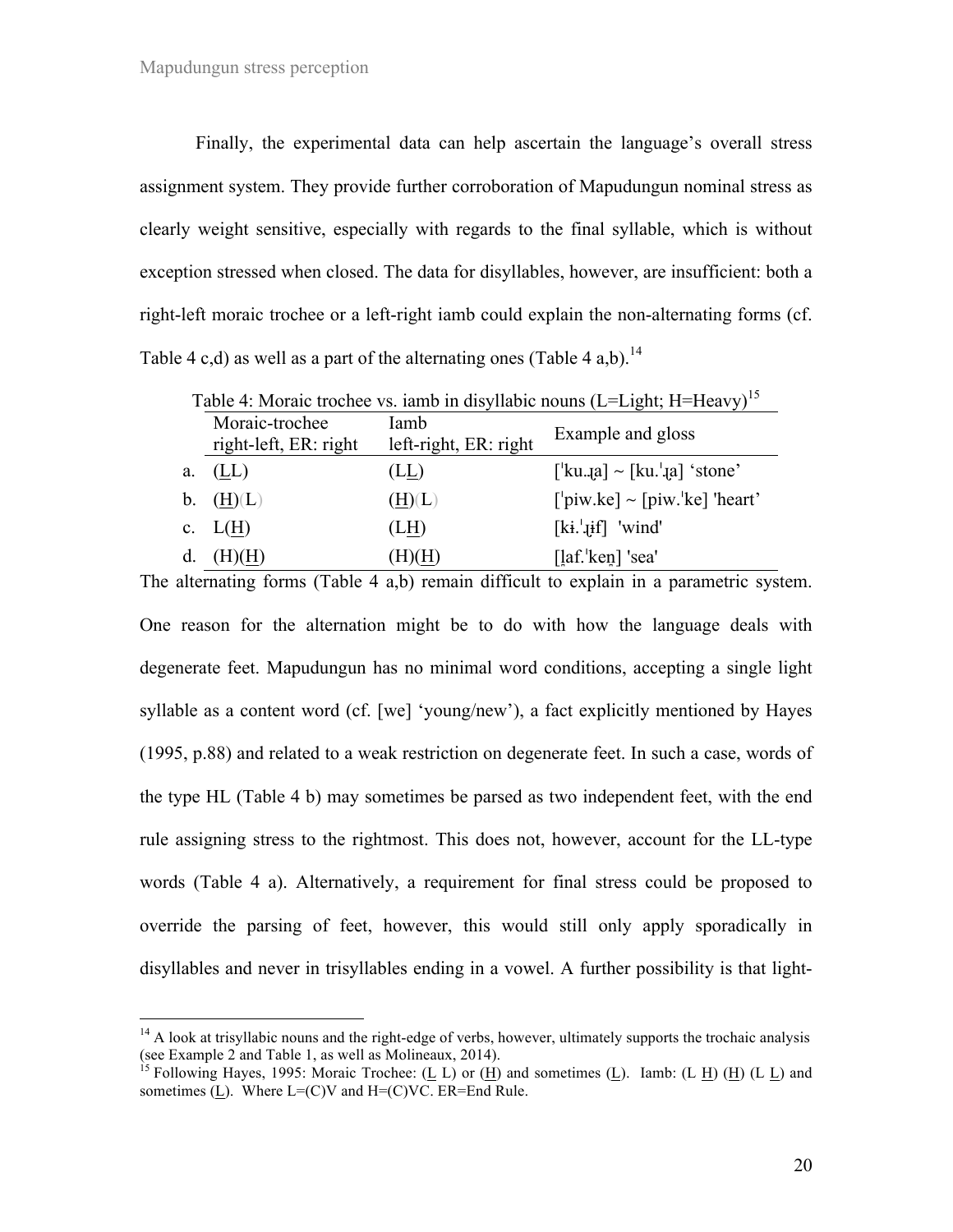Finally, the experimental data can help ascertain the language's overall stress assignment system. They provide further corroboration of Mapudungun nominal stress as clearly weight sensitive, especially with regards to the final syllable, which is without exception stressed when closed. The data for disyllables, however, are insufficient: both a right-left moraic trochee or a left-right iamb could explain the non-alternating forms (cf. Table 4 c,d) as well as a part of the alternating ones (Table 4 a,b).[14]

Table 4: Moraic trochee vs. iamb in disyllabic nouns (L=Light; H=Heavy)[15]

| | Moraic-trochee right-left, ER: right | Iamb left-right, ER: right | Example and gloss |
|---|---|---|---|
| a. | (<u>L</u>L) | (L<u>L</u>) | [ˈku.ɹ̝a] ~ [ku.ˈɹ̝a] 'stone' |
| b. | (<u>H</u>)(L) | (<u>H</u>)(L) | [ˈpiw.ke] ~ [piw.ˈke] 'heart' |
| c. | L(<u>H</u>) | (L<u>H</u>) | [kɨ.ˈɹ̝ɨf] 'wind' |
| d. | (H)(<u>H</u>) | (H)(<u>H</u>) | [l̪af.ˈken̪] 'sea' |

The alternating forms (Table 4 a,b) remain difficult to explain in a parametric system. One reason for the alternation might be to do with how the language deals with degenerate feet. Mapudungun has no minimal word conditions, accepting a single light syllable as a content word (cf. [we] 'young/new'), a fact explicitly mentioned by Hayes (1995, p.88) and related to a weak restriction on degenerate feet. In such a case, words of the type HL (Table 4 b) may sometimes be parsed as two independent feet, with the end rule assigning stress to the rightmost. This does not, however, account for the LL-type words (Table 4 a). Alternatively, a requirement for final stress could be proposed to override the parsing of feet, however, this would still only apply sporadically in disyllables and never in trisyllables ending in a vowel. A further possibility is that light-

---

[14] A look at trisyllabic nouns and the right-edge of verbs, however, ultimately supports the trochaic analysis (see Example 2 and Table 1, as well as Molineaux, 2014).

[15] Following Hayes, 1995: Moraic Trochee: (<u>L</u> L) or (<u>H</u>) and sometimes (<u>L</u>). Iamb: (L <u>H</u>) (<u>H</u>) (L <u>L</u>) and sometimes (<u>L</u>). Where L=(C)V and H=(C)VC. ER=End Rule.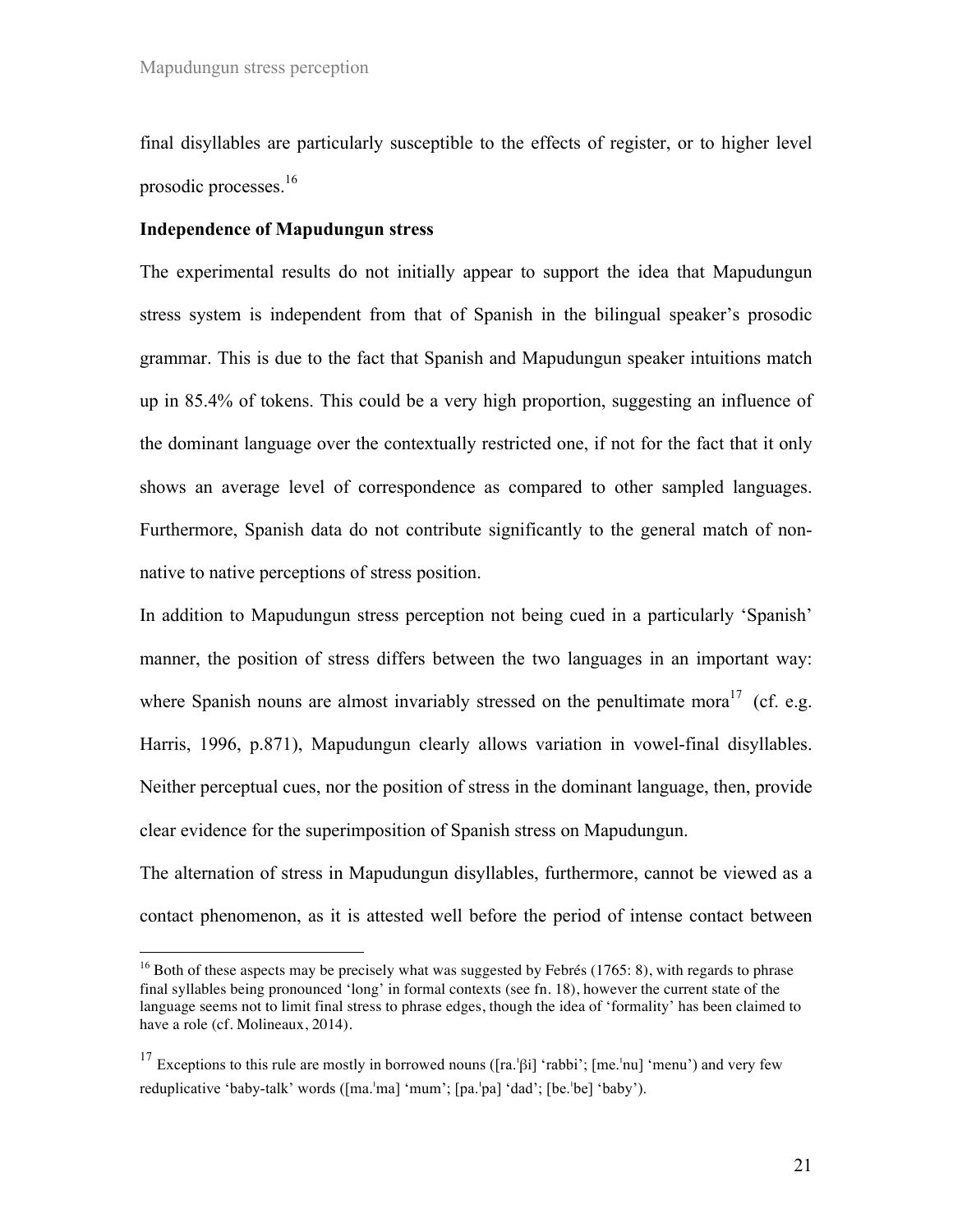final disyllables are particularly susceptible to the effects of register, or to higher level prosodic processes.[16]

**Independence of Mapudungun stress**

The experimental results do not initially appear to support the idea that Mapudungun stress system is independent from that of Spanish in the bilingual speaker's prosodic grammar. This is due to the fact that Spanish and Mapudungun speaker intuitions match up in 85.4% of tokens. This could be a very high proportion, suggesting an influence of the dominant language over the contextually restricted one, if not for the fact that it only shows an average level of correspondence as compared to other sampled languages. Furthermore, Spanish data do not contribute significantly to the general match of non-native to native perceptions of stress position.

In addition to Mapudungun stress perception not being cued in a particularly 'Spanish' manner, the position of stress differs between the two languages in an important way: where Spanish nouns are almost invariably stressed on the penultimate mora[17] (cf. e.g. Harris, 1996, p.871), Mapudungun clearly allows variation in vowel-final disyllables. Neither perceptual cues, nor the position of stress in the dominant language, then, provide clear evidence for the superimposition of Spanish stress on Mapudungun.

The alternation of stress in Mapudungun disyllables, furthermore, cannot be viewed as a contact phenomenon, as it is attested well before the period of intense contact between

---

[16] Both of these aspects may be precisely what was suggested by Febrés (1765: 8), with regards to phrase final syllables being pronounced 'long' in formal contexts (see fn. 18), however the current state of the language seems not to limit final stress to phrase edges, though the idea of 'formality' has been claimed to have a role (cf. Molineaux, 2014).

[17] Exceptions to this rule are mostly in borrowed nouns ([ra.ˈβi] 'rabbi'; [me.ˈnu] 'menu') and very few reduplicative 'baby-talk' words ([ma.ˈma] 'mum'; [pa.ˈpa] 'dad'; [be.ˈbe] 'baby').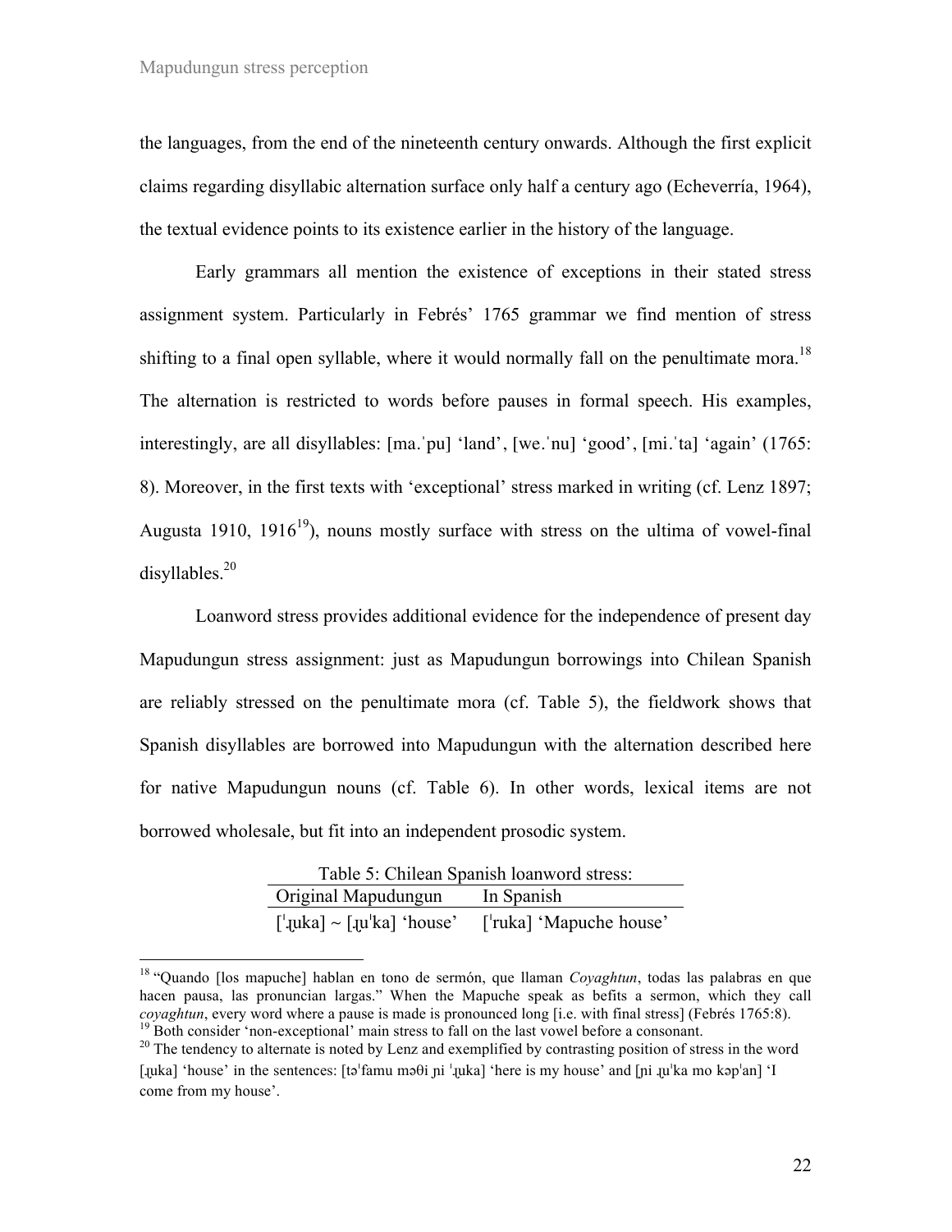the languages, from the end of the nineteenth century onwards. Although the first explicit claims regarding disyllabic alternation surface only half a century ago (Echeverría, 1964), the textual evidence points to its existence earlier in the history of the language.

Early grammars all mention the existence of exceptions in their stated stress assignment system. Particularly in Febrés' 1765 grammar we find mention of stress shifting to a final open syllable, where it would normally fall on the penultimate mora.[18] The alternation is restricted to words before pauses in formal speech. His examples, interestingly, are all disyllables: [ma.ˈpu] 'land', [we.ˈnu] 'good', [mi.ˈta] 'again' (1765: 8). Moreover, in the first texts with 'exceptional' stress marked in writing (cf. Lenz 1897; Augusta 1910, 1916[19]), nouns mostly surface with stress on the ultima of vowel-final disyllables.[20]

Loanword stress provides additional evidence for the independence of present day Mapudungun stress assignment: just as Mapudungun borrowings into Chilean Spanish are reliably stressed on the penultimate mora (cf. Table 5), the fieldwork shows that Spanish disyllables are borrowed into Mapudungun with the alternation described here for native Mapudungun nouns (cf. Table 6). In other words, lexical items are not borrowed wholesale, but fit into an independent prosodic system.

Table 5: Chilean Spanish loanword stress:

| Original Mapudungun | In Spanish |
|---|---|
| [ˈɻ̩uka] ~ [ɻ̩uˈka] 'house' | [ˈruka] 'Mapuche house' |

[18] "Quando [los mapuche] hablan en tono de sermón, que llaman *Coyaghtun*, todas las palabras en que hacen pausa, las pronuncian largas." When the Mapuche speak as befits a sermon, which they call *coyaghtun*, every word where a pause is made is pronounced long [i.e. with final stress] (Febrés 1765:8).

[19] Both consider 'non-exceptional' main stress to fall on the last vowel before a consonant.

[20] The tendency to alternate is noted by Lenz and exemplified by contrasting position of stress in the word [ɻ̩uka] 'house' in the sentences: [təˈfamu məθi ɲi ˈɻ̩uka] 'here is my house' and [ɲi ɻ̩uˈka mo kəpˈan] 'I come from my house'.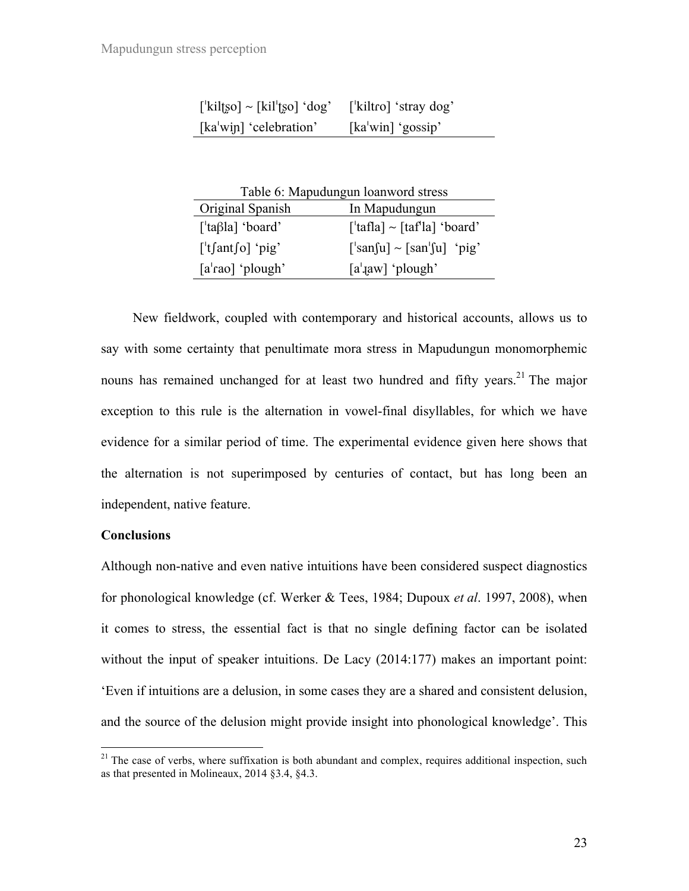| | |
|---|---|
| [ˈkilʈ͡ʂo] ~ [kilˈʈ͡ʂo] 'dog' | [ˈkiltɾo] 'stray dog' |
| [kaˈwiɲ] 'celebration' | [kaˈwin] 'gossip' |

Table 6: Mapudungun loanword stress

| Original Spanish | In Mapudungun |
|---|---|
| [ˈtaβla] 'board' | [ˈtafla] ~ [tafˈla] 'board' |
| [ˈtʃantʃo] 'pig' | [ˈsanʃu] ~ [sanˈʃu] 'pig' |
| [aˈrao] 'plough' | [aˈɻaw] 'plough' |

New fieldwork, coupled with contemporary and historical accounts, allows us to say with some certainty that penultimate mora stress in Mapudungun monomorphemic nouns has remained unchanged for at least two hundred and fifty years.[21] The major exception to this rule is the alternation in vowel-final disyllables, for which we have evidence for a similar period of time. The experimental evidence given here shows that the alternation is not superimposed by centuries of contact, but has long been an independent, native feature.

**Conclusions**

Although non-native and even native intuitions have been considered suspect diagnostics for phonological knowledge (cf. Werker & Tees, 1984; Dupoux *et al*. 1997, 2008), when it comes to stress, the essential fact is that no single defining factor can be isolated without the input of speaker intuitions. De Lacy (2014:177) makes an important point: 'Even if intuitions are a delusion, in some cases they are a shared and consistent delusion, and the source of the delusion might provide insight into phonological knowledge'. This

[21] The case of verbs, where suffixation is both abundant and complex, requires additional inspection, such as that presented in Molineaux, 2014 §3.4, §4.3.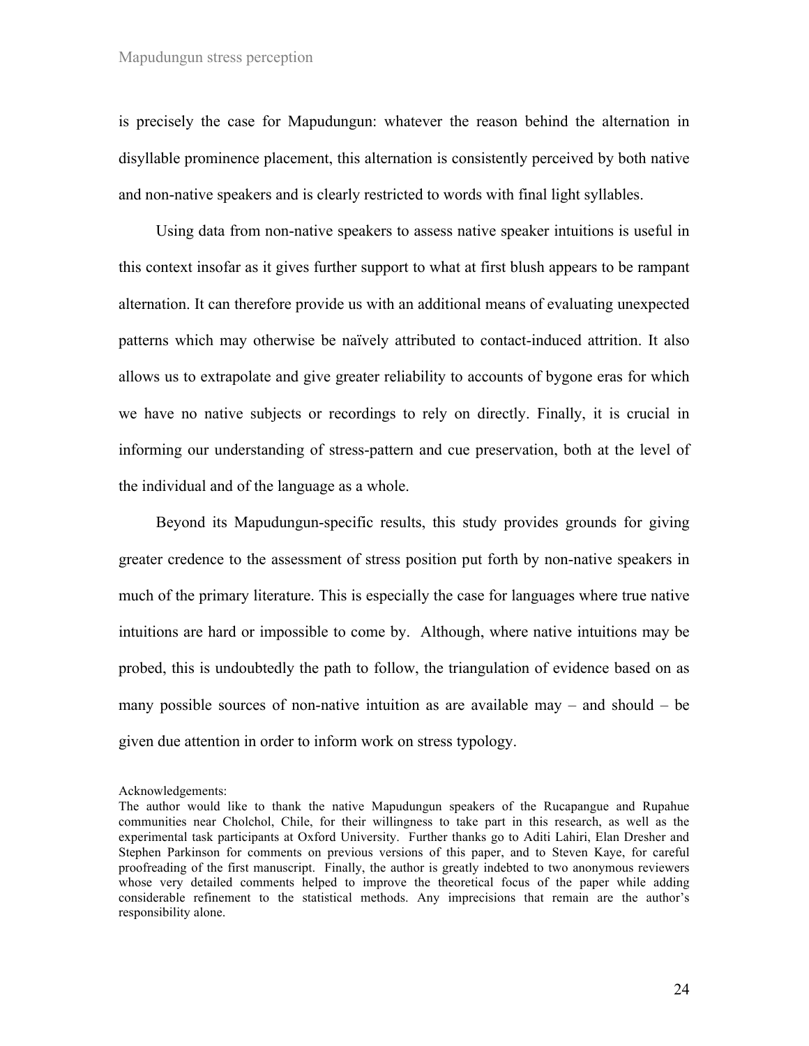is precisely the case for Mapudungun: whatever the reason behind the alternation in disyllable prominence placement, this alternation is consistently perceived by both native and non-native speakers and is clearly restricted to words with final light syllables.

Using data from non-native speakers to assess native speaker intuitions is useful in this context insofar as it gives further support to what at first blush appears to be rampant alternation. It can therefore provide us with an additional means of evaluating unexpected patterns which may otherwise be naïvely attributed to contact-induced attrition. It also allows us to extrapolate and give greater reliability to accounts of bygone eras for which we have no native subjects or recordings to rely on directly. Finally, it is crucial in informing our understanding of stress-pattern and cue preservation, both at the level of the individual and of the language as a whole.

Beyond its Mapudungun-specific results, this study provides grounds for giving greater credence to the assessment of stress position put forth by non-native speakers in much of the primary literature. This is especially the case for languages where true native intuitions are hard or impossible to come by. Although, where native intuitions may be probed, this is undoubtedly the path to follow, the triangulation of evidence based on as many possible sources of non-native intuition as are available may – and should – be given due attention in order to inform work on stress typology.

Acknowledgements:
The author would like to thank the native Mapudungun speakers of the Rucapangue and Rupahue communities near Cholchol, Chile, for their willingness to take part in this research, as well as the experimental task participants at Oxford University. Further thanks go to Aditi Lahiri, Elan Dresher and Stephen Parkinson for comments on previous versions of this paper, and to Steven Kaye, for careful proofreading of the first manuscript. Finally, the author is greatly indebted to two anonymous reviewers whose very detailed comments helped to improve the theoretical focus of the paper while adding considerable refinement to the statistical methods. Any imprecisions that remain are the author's responsibility alone.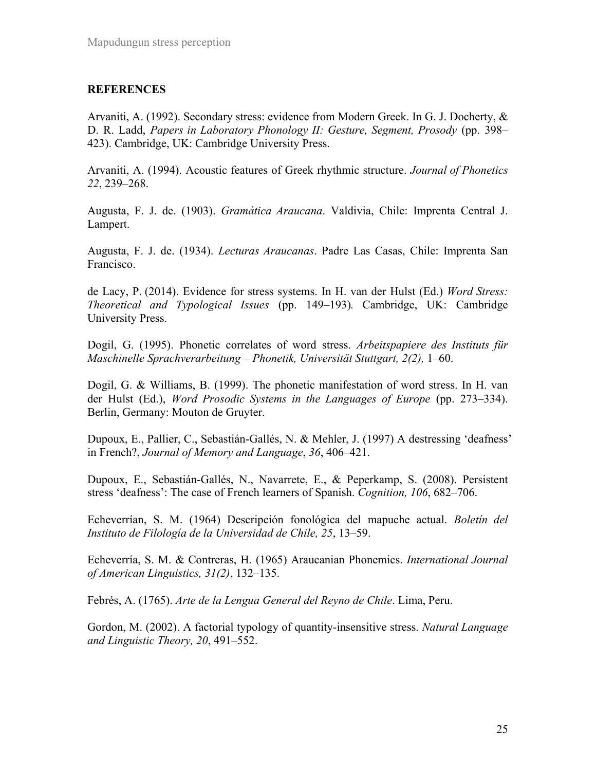## REFERENCES

Arvaniti, A. (1992). Secondary stress: evidence from Modern Greek. In G. J. Docherty, & D. R. Ladd, *Papers in Laboratory Phonology II: Gesture, Segment, Prosody* (pp. 398–423). Cambridge, UK: Cambridge University Press.

Arvaniti, A. (1994). Acoustic features of Greek rhythmic structure. *Journal of Phonetics 22*, 239–268.

Augusta, F. J. de. (1903). *Gramática Araucana*. Valdivia, Chile: Imprenta Central J. Lampert.

Augusta, F. J. de. (1934). *Lecturas Araucanas*. Padre Las Casas, Chile: Imprenta San Francisco.

de Lacy, P. (2014). Evidence for stress systems. In H. van der Hulst (Ed.) *Word Stress: Theoretical and Typological Issues* (pp. 149–193)*.* Cambridge, UK: Cambridge University Press.

Dogil, G. (1995). Phonetic correlates of word stress. *Arbeitspapiere des Instituts für Maschinelle Sprachverarbeitung – Phonetik, Universität Stuttgart, 2(2),* 1–60.

Dogil, G. & Williams, B. (1999). The phonetic manifestation of word stress. In H. van der Hulst (Ed.), *Word Prosodic Systems in the Languages of Europe* (pp. 273–334). Berlin, Germany: Mouton de Gruyter.

Dupoux, E., Pallier, C., Sebastián-Gallés, N. & Mehler, J. (1997) A destressing 'deafness' in French?, *Journal of Memory and Language*, *36*, 406–421.

Dupoux, E., Sebastián-Gallés, N., Navarrete, E., & Peperkamp, S. (2008). Persistent stress 'deafness': The case of French learners of Spanish. *Cognition, 106*, 682–706.

Echeverrían, S. M. (1964) Descripción fonológica del mapuche actual. *Boletín del Instituto de Filología de la Universidad de Chile, 25*, 13–59.

Echeverría, S. M. & Contreras, H. (1965) Araucanian Phonemics. *International Journal of American Linguistics, 31(2)*, 132–135.

Febrés, A. (1765). *Arte de la Lengua General del Reyno de Chile*. Lima, Peru.

Gordon, M. (2002). A factorial typology of quantity-insensitive stress. *Natural Language and Linguistic Theory, 20*, 491–552.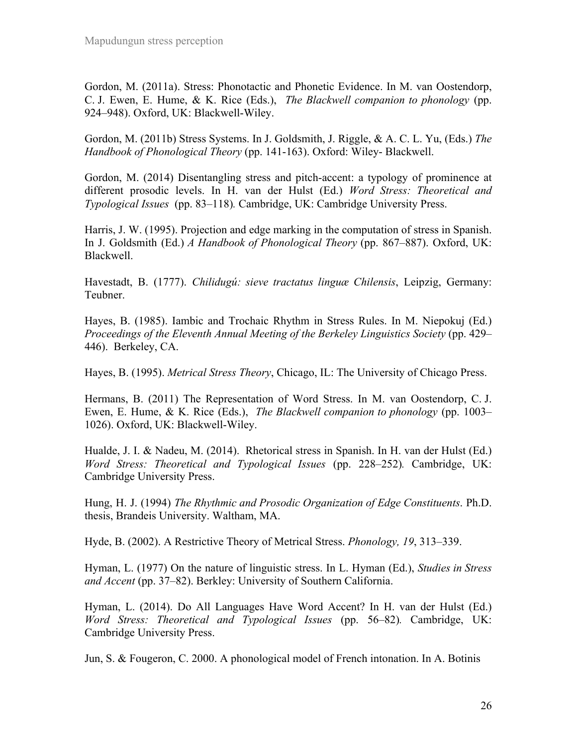Gordon, M. (2011a). Stress: Phonotactic and Phonetic Evidence. In M. van Oostendorp, C. J. Ewen, E. Hume, & K. Rice (Eds.), *The Blackwell companion to phonology* (pp. 924–948). Oxford, UK: Blackwell-Wiley.

Gordon, M. (2011b) Stress Systems. In J. Goldsmith, J. Riggle, & A. C. L. Yu, (Eds.) *The Handbook of Phonological Theory* (pp. 141-163). Oxford: Wiley- Blackwell.

Gordon, M. (2014) Disentangling stress and pitch-accent: a typology of prominence at different prosodic levels. In H. van der Hulst (Ed.) *Word Stress: Theoretical and Typological Issues* (pp. 83–118). Cambridge, UK: Cambridge University Press.

Harris, J. W. (1995). Projection and edge marking in the computation of stress in Spanish. In J. Goldsmith (Ed.) *A Handbook of Phonological Theory* (pp. 867–887). Oxford, UK: Blackwell.

Havestadt, B. (1777). *Chilidugú: sieve tractatus linguæ Chilensis*, Leipzig, Germany: Teubner.

Hayes, B. (1985). Iambic and Trochaic Rhythm in Stress Rules. In M. Niepokuj (Ed.) *Proceedings of the Eleventh Annual Meeting of the Berkeley Linguistics Society* (pp. 429–446). Berkeley, CA.

Hayes, B. (1995). *Metrical Stress Theory*, Chicago, IL: The University of Chicago Press.

Hermans, B. (2011) The Representation of Word Stress. In M. van Oostendorp, C. J. Ewen, E. Hume, & K. Rice (Eds.), *The Blackwell companion to phonology* (pp. 1003–1026). Oxford, UK: Blackwell-Wiley.

Hualde, J. I. & Nadeu, M. (2014). Rhetorical stress in Spanish. In H. van der Hulst (Ed.) *Word Stress: Theoretical and Typological Issues* (pp. 228–252). Cambridge, UK: Cambridge University Press.

Hung, H. J. (1994) *The Rhythmic and Prosodic Organization of Edge Constituents*. Ph.D. thesis, Brandeis University. Waltham, MA.

Hyde, B. (2002). A Restrictive Theory of Metrical Stress. *Phonology, 19*, 313–339.

Hyman, L. (1977) On the nature of linguistic stress. In L. Hyman (Ed.), *Studies in Stress and Accent* (pp. 37–82). Berkley: University of Southern California.

Hyman, L. (2014). Do All Languages Have Word Accent? In H. van der Hulst (Ed.) *Word Stress: Theoretical and Typological Issues* (pp. 56–82). Cambridge, UK: Cambridge University Press.

Jun, S. & Fougeron, C. 2000. A phonological model of French intonation. In A. Botinis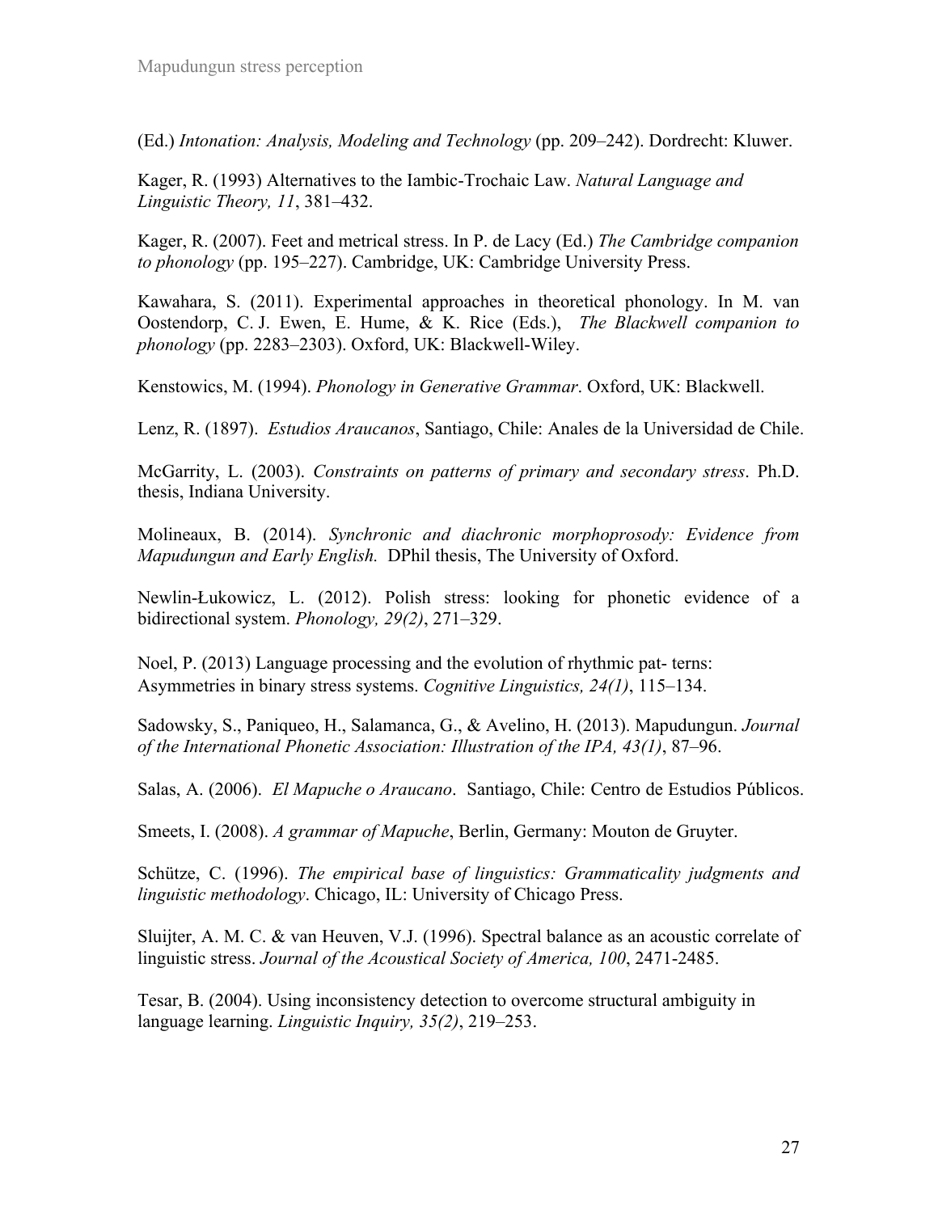(Ed.) *Intonation: Analysis, Modeling and Technology* (pp. 209–242). Dordrecht: Kluwer.

Kager, R. (1993) Alternatives to the Iambic-Trochaic Law. *Natural Language and Linguistic Theory, 11*, 381–432.

Kager, R. (2007). Feet and metrical stress. In P. de Lacy (Ed.) *The Cambridge companion to phonology* (pp. 195–227). Cambridge, UK: Cambridge University Press.

Kawahara, S. (2011). Experimental approaches in theoretical phonology. In M. van Oostendorp, C. J. Ewen, E. Hume, & K. Rice (Eds.), *The Blackwell companion to phonology* (pp. 2283–2303). Oxford, UK: Blackwell-Wiley.

Kenstowics, M. (1994). *Phonology in Generative Grammar*. Oxford, UK: Blackwell.

Lenz, R. (1897). *Estudios Araucanos*, Santiago, Chile: Anales de la Universidad de Chile.

McGarrity, L. (2003). *Constraints on patterns of primary and secondary stress*. Ph.D. thesis, Indiana University.

Molineaux, B. (2014). *Synchronic and diachronic morphoprosody: Evidence from Mapudungun and Early English.* DPhil thesis, The University of Oxford.

Newlin-Łukowicz, L. (2012). Polish stress: looking for phonetic evidence of a bidirectional system. *Phonology, 29(2)*, 271–329.

Noel, P. (2013) Language processing and the evolution of rhythmic pat- terns: Asymmetries in binary stress systems. *Cognitive Linguistics, 24(1)*, 115–134.

Sadowsky, S., Paniqueo, H., Salamanca, G., & Avelino, H. (2013). Mapudungun. *Journal of the International Phonetic Association: Illustration of the IPA, 43(1)*, 87–96.

Salas, A. (2006). *El Mapuche o Araucano*. Santiago, Chile: Centro de Estudios Públicos.

Smeets, I. (2008). *A grammar of Mapuche*, Berlin, Germany: Mouton de Gruyter.

Schütze, C. (1996). *The empirical base of linguistics: Grammaticality judgments and linguistic methodology*. Chicago, IL: University of Chicago Press.

Sluijter, A. M. C. & van Heuven, V.J. (1996). Spectral balance as an acoustic correlate of linguistic stress. *Journal of the Acoustical Society of America, 100*, 2471-2485.

Tesar, B. (2004). Using inconsistency detection to overcome structural ambiguity in language learning. *Linguistic Inquiry, 35(2)*, 219–253.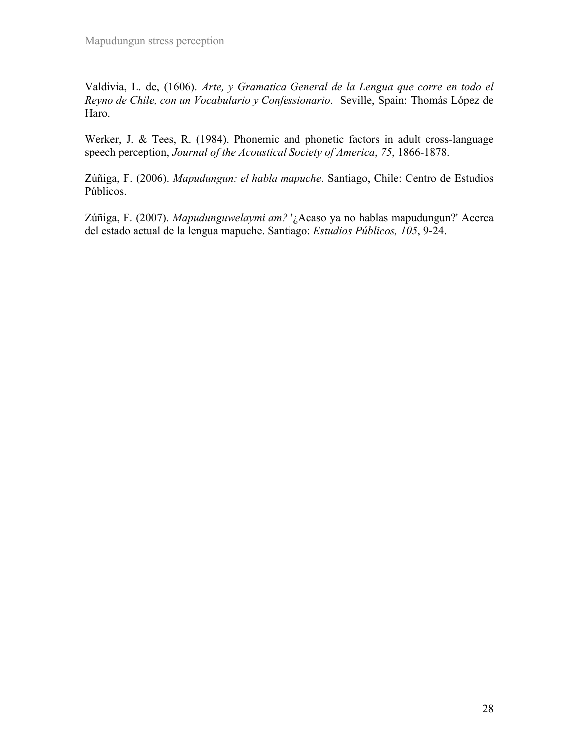Valdivia, L. de, (1606). *Arte, y Gramatica General de la Lengua que corre en todo el Reyno de Chile, con un Vocabulario y Confessionario*. Seville, Spain: Thomás López de Haro.

Werker, J. & Tees, R. (1984). Phonemic and phonetic factors in adult cross-language speech perception, *Journal of the Acoustical Society of America*, *75*, 1866-1878.

Zúñiga, F. (2006). *Mapudungun: el habla mapuche*. Santiago, Chile: Centro de Estudios Públicos.

Zúñiga, F. (2007). *Mapudunguwelaymi am?* '¿Acaso ya no hablas mapudungun?' Acerca del estado actual de la lengua mapuche. Santiago: *Estudios Públicos, 105*, 9-24.